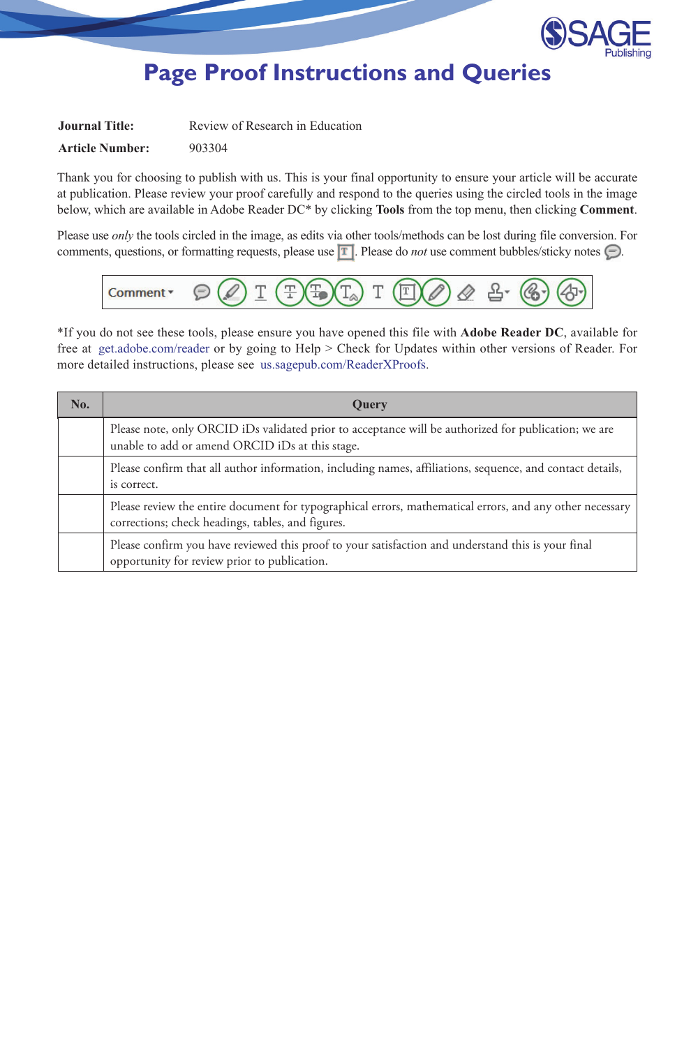# Page Proof Instructions and Queries

**Journal Title:** Review of Research in Education

**Article Number:** 903304

Thank you for choosing to publish with us. This is your final opportunity to ensure your article will be accurate at publication. Please review your proof carefully and respond to the queries using the circled tools in the image below, which are available in Adobe Reader DC* by clicking **Tools** from the top menu, then clicking **Comment**.

Please use *only* the tools circled in the image, as edits via other tools/methods can be lost during file conversion. For comments, questions, or formatting requests, please use [T]. Please do *not* use comment bubbles/sticky notes.

*If you do not see these tools, please ensure you have opened this file with **Adobe Reader DC**, available for free at get.adobe.com/reader or by going to Help > Check for Updates within other versions of Reader. For more detailed instructions, please see us.sagepub.com/ReaderXProofs.

| No. | Query |
|---|---|
| | Please note, only ORCID iDs validated prior to acceptance will be authorized for publication; we are unable to add or amend ORCID iDs at this stage. |
| | Please confirm that all author information, including names, affiliations, sequence, and contact details, is correct. |
| | Please review the entire document for typographical errors, mathematical errors, and any other necessary corrections; check headings, tables, and figures. |
| | Please confirm you have reviewed this proof to your satisfaction and understand this is your final opportunity for review prior to publication. |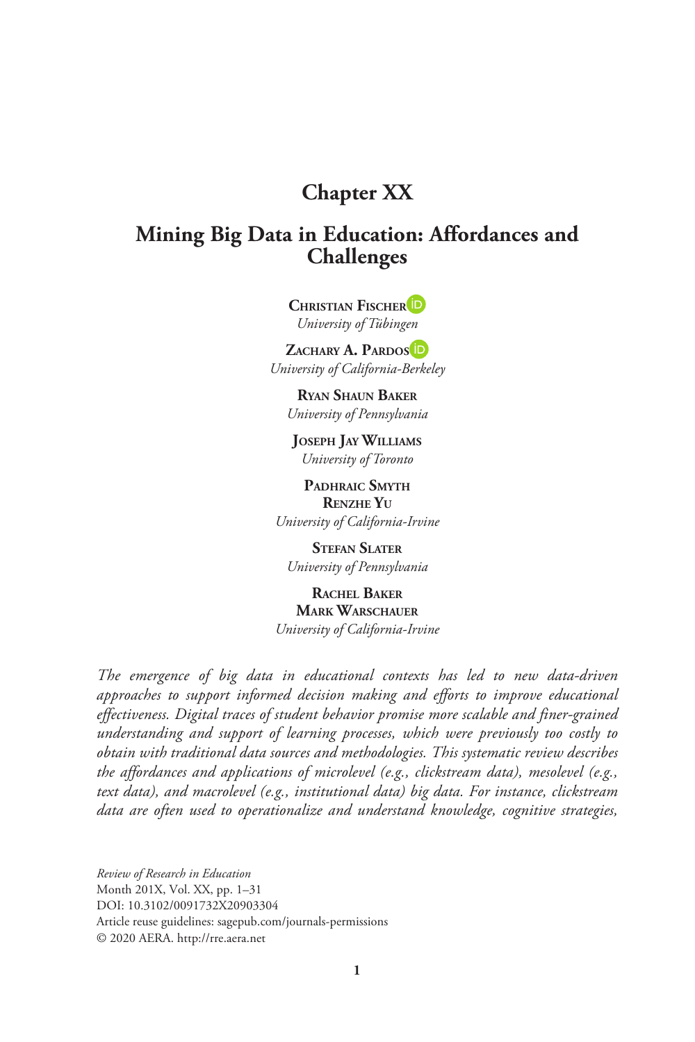# Chapter XX

## Mining Big Data in Education: Affordances and Challenges

**Christian Fischer**
*University of Tübingen*

**Zachary A. Pardos**
*University of California-Berkeley*

**Ryan Shaun Baker**
*University of Pennsylvania*

**Joseph Jay Williams**
*University of Toronto*

**Padhraic Smyth**
**Renzhe Yu**
*University of California-Irvine*

**Stefan Slater**
*University of Pennsylvania*

**Rachel Baker**
**Mark Warschauer**
*University of California-Irvine*

*The emergence of big data in educational contexts has led to new data-driven approaches to support informed decision making and efforts to improve educational effectiveness. Digital traces of student behavior promise more scalable and finer-grained understanding and support of learning processes, which were previously too costly to obtain with traditional data sources and methodologies. This systematic review describes the affordances and applications of microlevel (e.g., clickstream data), mesolevel (e.g., text data), and macrolevel (e.g., institutional data) big data. For instance, clickstream data are often used to operationalize and understand knowledge, cognitive strategies,*

*Review of Research in Education*
Month 201X, Vol. XX, pp. 1–31
DOI: 10.3102/0091732X20903304
Article reuse guidelines: sagepub.com/journals-permissions
© 2020 AERA. http://rre.aera.net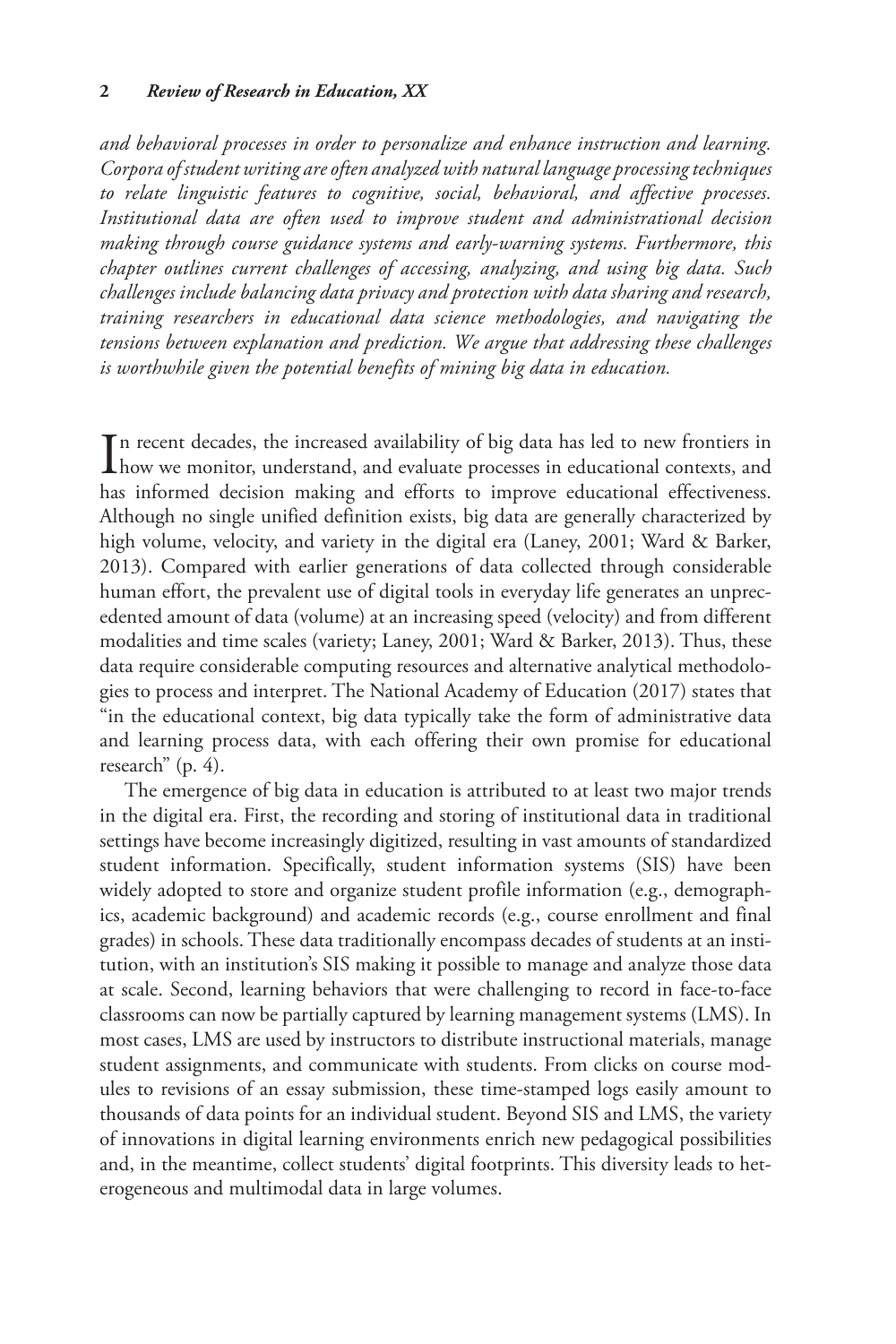*and behavioral processes in order to personalize and enhance instruction and learning. Corpora of student writing are often analyzed with natural language processing techniques to relate linguistic features to cognitive, social, behavioral, and affective processes. Institutional data are often used to improve student and administrational decision making through course guidance systems and early-warning systems. Furthermore, this chapter outlines current challenges of accessing, analyzing, and using big data. Such challenges include balancing data privacy and protection with data sharing and research, training researchers in educational data science methodologies, and navigating the tensions between explanation and prediction. We argue that addressing these challenges is worthwhile given the potential benefits of mining big data in education.*

In recent decades, the increased availability of big data has led to new frontiers in how we monitor, understand, and evaluate processes in educational contexts, and has informed decision making and efforts to improve educational effectiveness. Although no single unified definition exists, big data are generally characterized by high volume, velocity, and variety in the digital era (Laney, 2001; Ward & Barker, 2013). Compared with earlier generations of data collected through considerable human effort, the prevalent use of digital tools in everyday life generates an unprecedented amount of data (volume) at an increasing speed (velocity) and from different modalities and time scales (variety; Laney, 2001; Ward & Barker, 2013). Thus, these data require considerable computing resources and alternative analytical methodologies to process and interpret. The National Academy of Education (2017) states that "in the educational context, big data typically take the form of administrative data and learning process data, with each offering their own promise for educational research" (p. 4).

The emergence of big data in education is attributed to at least two major trends in the digital era. First, the recording and storing of institutional data in traditional settings have become increasingly digitized, resulting in vast amounts of standardized student information. Specifically, student information systems (SIS) have been widely adopted to store and organize student profile information (e.g., demographics, academic background) and academic records (e.g., course enrollment and final grades) in schools. These data traditionally encompass decades of students at an institution, with an institution's SIS making it possible to manage and analyze those data at scale. Second, learning behaviors that were challenging to record in face-to-face classrooms can now be partially captured by learning management systems (LMS). In most cases, LMS are used by instructors to distribute instructional materials, manage student assignments, and communicate with students. From clicks on course modules to revisions of an essay submission, these time-stamped logs easily amount to thousands of data points for an individual student. Beyond SIS and LMS, the variety of innovations in digital learning environments enrich new pedagogical possibilities and, in the meantime, collect students' digital footprints. This diversity leads to heterogeneous and multimodal data in large volumes.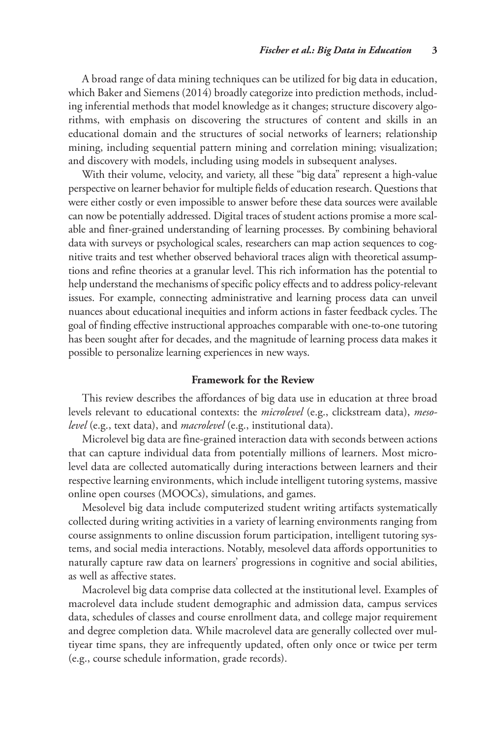A broad range of data mining techniques can be utilized for big data in education, which Baker and Siemens (2014) broadly categorize into prediction methods, including inferential methods that model knowledge as it changes; structure discovery algorithms, with emphasis on discovering the structures of content and skills in an educational domain and the structures of social networks of learners; relationship mining, including sequential pattern mining and correlation mining; visualization; and discovery with models, including using models in subsequent analyses.

With their volume, velocity, and variety, all these "big data" represent a high-value perspective on learner behavior for multiple fields of education research. Questions that were either costly or even impossible to answer before these data sources were available can now be potentially addressed. Digital traces of student actions promise a more scalable and finer-grained understanding of learning processes. By combining behavioral data with surveys or psychological scales, researchers can map action sequences to cognitive traits and test whether observed behavioral traces align with theoretical assumptions and refine theories at a granular level. This rich information has the potential to help understand the mechanisms of specific policy effects and to address policy-relevant issues. For example, connecting administrative and learning process data can unveil nuances about educational inequities and inform actions in faster feedback cycles. The goal of finding effective instructional approaches comparable with one-to-one tutoring has been sought after for decades, and the magnitude of learning process data makes it possible to personalize learning experiences in new ways.

## Framework for the Review

This review describes the affordances of big data use in education at three broad levels relevant to educational contexts: the *microlevel* (e.g., clickstream data), *mesolevel* (e.g., text data), and *macrolevel* (e.g., institutional data).

Microlevel big data are fine-grained interaction data with seconds between actions that can capture individual data from potentially millions of learners. Most microlevel data are collected automatically during interactions between learners and their respective learning environments, which include intelligent tutoring systems, massive online open courses (MOOCs), simulations, and games.

Mesolevel big data include computerized student writing artifacts systematically collected during writing activities in a variety of learning environments ranging from course assignments to online discussion forum participation, intelligent tutoring systems, and social media interactions. Notably, mesolevel data affords opportunities to naturally capture raw data on learners' progressions in cognitive and social abilities, as well as affective states.

Macrolevel big data comprise data collected at the institutional level. Examples of macrolevel data include student demographic and admission data, campus services data, schedules of classes and course enrollment data, and college major requirement and degree completion data. While macrolevel data are generally collected over multiyear time spans, they are infrequently updated, often only once or twice per term (e.g., course schedule information, grade records).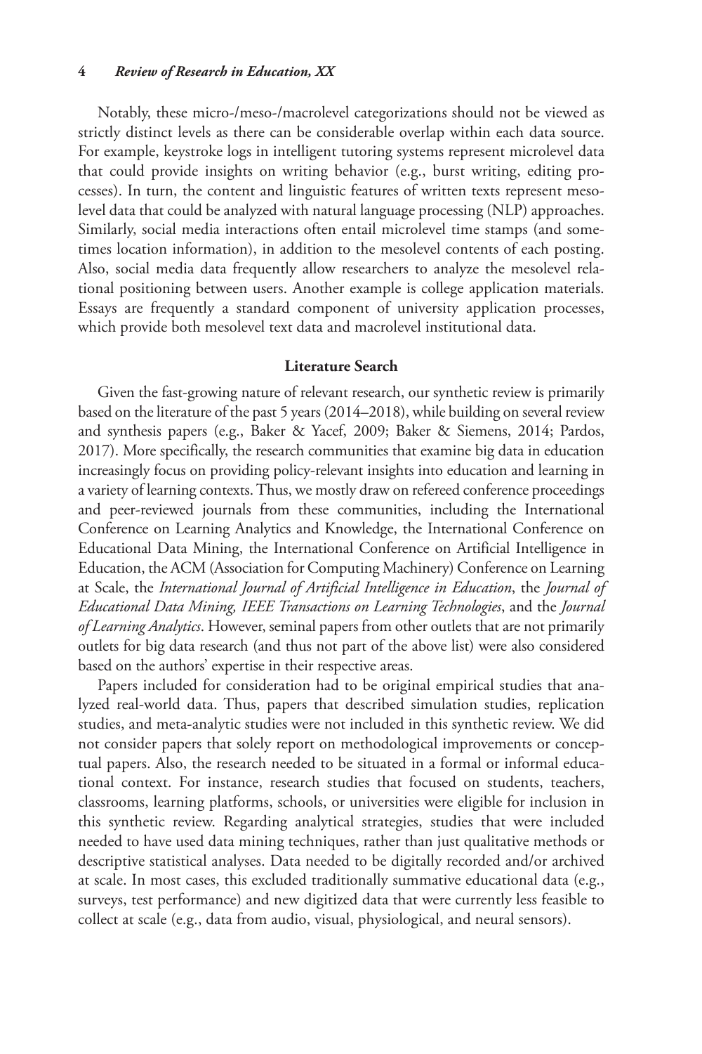Notably, these micro-/meso-/macrolevel categorizations should not be viewed as strictly distinct levels as there can be considerable overlap within each data source. For example, keystroke logs in intelligent tutoring systems represent microlevel data that could provide insights on writing behavior (e.g., burst writing, editing processes). In turn, the content and linguistic features of written texts represent mesolevel data that could be analyzed with natural language processing (NLP) approaches. Similarly, social media interactions often entail microlevel time stamps (and sometimes location information), in addition to the mesolevel contents of each posting. Also, social media data frequently allow researchers to analyze the mesolevel relational positioning between users. Another example is college application materials. Essays are frequently a standard component of university application processes, which provide both mesolevel text data and macrolevel institutional data.

## Literature Search

Given the fast-growing nature of relevant research, our synthetic review is primarily based on the literature of the past 5 years (2014–2018), while building on several review and synthesis papers (e.g., Baker & Yacef, 2009; Baker & Siemens, 2014; Pardos, 2017). More specifically, the research communities that examine big data in education increasingly focus on providing policy-relevant insights into education and learning in a variety of learning contexts. Thus, we mostly draw on refereed conference proceedings and peer-reviewed journals from these communities, including the International Conference on Learning Analytics and Knowledge, the International Conference on Educational Data Mining, the International Conference on Artificial Intelligence in Education, the ACM (Association for Computing Machinery) Conference on Learning at Scale, the *International Journal of Artificial Intelligence in Education*, the *Journal of Educational Data Mining, IEEE Transactions on Learning Technologies*, and the *Journal of Learning Analytics*. However, seminal papers from other outlets that are not primarily outlets for big data research (and thus not part of the above list) were also considered based on the authors' expertise in their respective areas.

Papers included for consideration had to be original empirical studies that analyzed real-world data. Thus, papers that described simulation studies, replication studies, and meta-analytic studies were not included in this synthetic review. We did not consider papers that solely report on methodological improvements or conceptual papers. Also, the research needed to be situated in a formal or informal educational context. For instance, research studies that focused on students, teachers, classrooms, learning platforms, schools, or universities were eligible for inclusion in this synthetic review. Regarding analytical strategies, studies that were included needed to have used data mining techniques, rather than just qualitative methods or descriptive statistical analyses. Data needed to be digitally recorded and/or archived at scale. In most cases, this excluded traditionally summative educational data (e.g., surveys, test performance) and new digitized data that were currently less feasible to collect at scale (e.g., data from audio, visual, physiological, and neural sensors).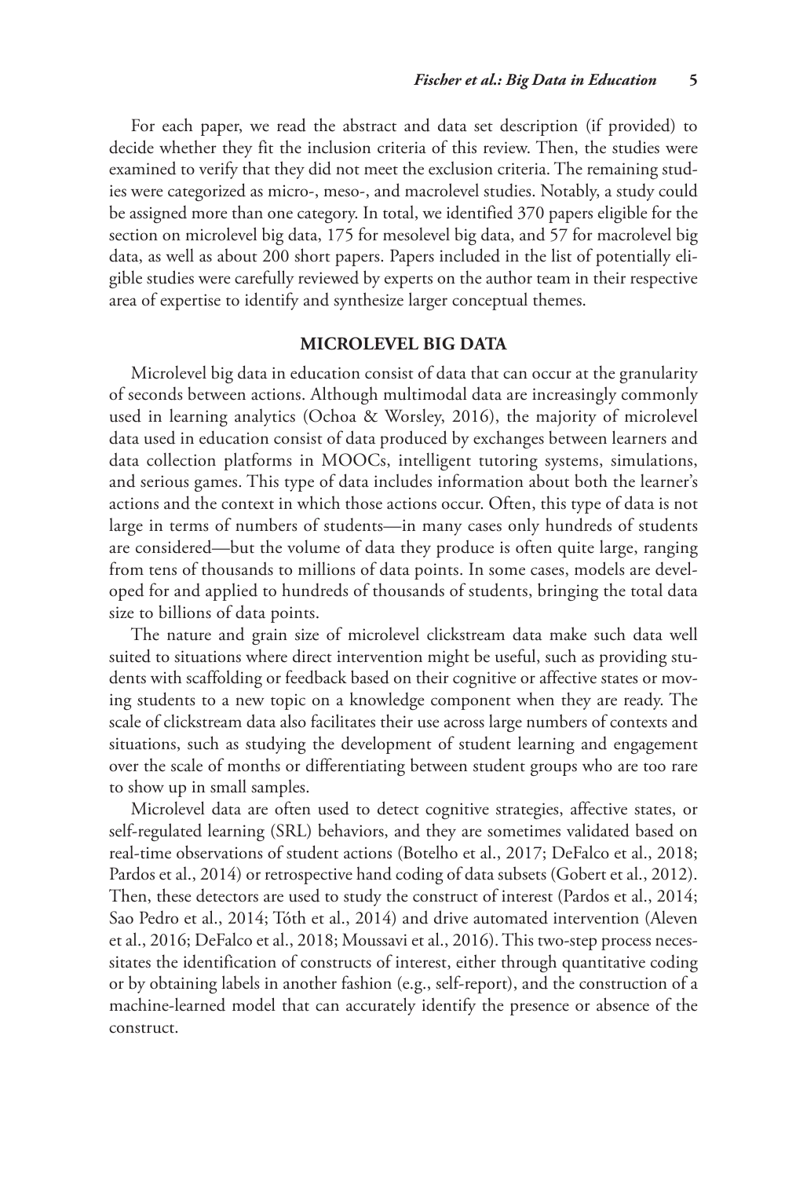For each paper, we read the abstract and data set description (if provided) to decide whether they fit the inclusion criteria of this review. Then, the studies were examined to verify that they did not meet the exclusion criteria. The remaining studies were categorized as micro-, meso-, and macrolevel studies. Notably, a study could be assigned more than one category. In total, we identified 370 papers eligible for the section on microlevel big data, 175 for mesolevel big data, and 57 for macrolevel big data, as well as about 200 short papers. Papers included in the list of potentially eligible studies were carefully reviewed by experts on the author team in their respective area of expertise to identify and synthesize larger conceptual themes.

## MICROLEVEL BIG DATA

Microlevel big data in education consist of data that can occur at the granularity of seconds between actions. Although multimodal data are increasingly commonly used in learning analytics (Ochoa & Worsley, 2016), the majority of microlevel data used in education consist of data produced by exchanges between learners and data collection platforms in MOOCs, intelligent tutoring systems, simulations, and serious games. This type of data includes information about both the learner's actions and the context in which those actions occur. Often, this type of data is not large in terms of numbers of students—in many cases only hundreds of students are considered—but the volume of data they produce is often quite large, ranging from tens of thousands to millions of data points. In some cases, models are developed for and applied to hundreds of thousands of students, bringing the total data size to billions of data points.

The nature and grain size of microlevel clickstream data make such data well suited to situations where direct intervention might be useful, such as providing students with scaffolding or feedback based on their cognitive or affective states or moving students to a new topic on a knowledge component when they are ready. The scale of clickstream data also facilitates their use across large numbers of contexts and situations, such as studying the development of student learning and engagement over the scale of months or differentiating between student groups who are too rare to show up in small samples.

Microlevel data are often used to detect cognitive strategies, affective states, or self-regulated learning (SRL) behaviors, and they are sometimes validated based on real-time observations of student actions (Botelho et al., 2017; DeFalco et al., 2018; Pardos et al., 2014) or retrospective hand coding of data subsets (Gobert et al., 2012). Then, these detectors are used to study the construct of interest (Pardos et al., 2014; Sao Pedro et al., 2014; Tóth et al., 2014) and drive automated intervention (Aleven et al., 2016; DeFalco et al., 2018; Moussavi et al., 2016). This two-step process necessitates the identification of constructs of interest, either through quantitative coding or by obtaining labels in another fashion (e.g., self-report), and the construction of a machine-learned model that can accurately identify the presence or absence of the construct.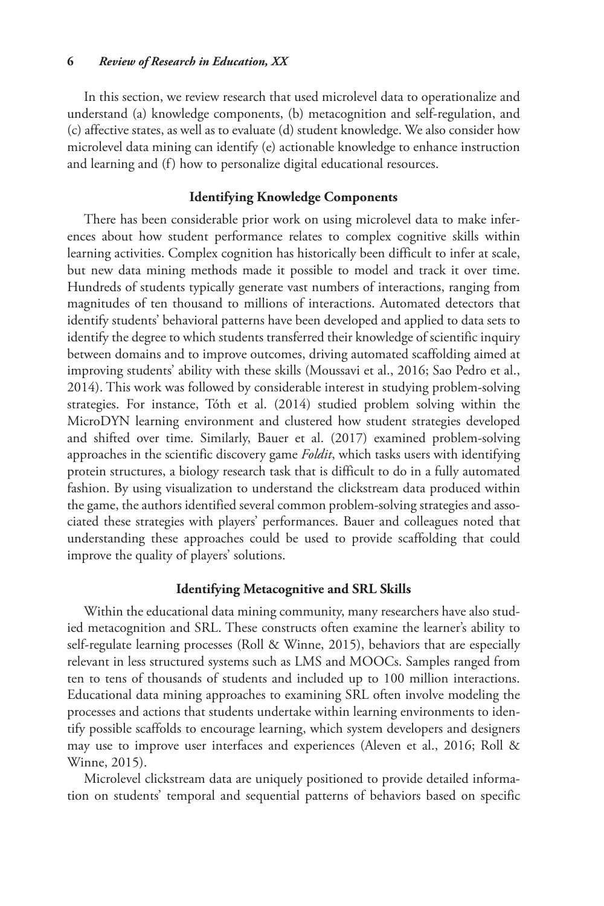In this section, we review research that used microlevel data to operationalize and understand (a) knowledge components, (b) metacognition and self-regulation, and (c) affective states, as well as to evaluate (d) student knowledge. We also consider how microlevel data mining can identify (e) actionable knowledge to enhance instruction and learning and (f) how to personalize digital educational resources.

## Identifying Knowledge Components

There has been considerable prior work on using microlevel data to make inferences about how student performance relates to complex cognitive skills within learning activities. Complex cognition has historically been difficult to infer at scale, but new data mining methods made it possible to model and track it over time. Hundreds of students typically generate vast numbers of interactions, ranging from magnitudes of ten thousand to millions of interactions. Automated detectors that identify students' behavioral patterns have been developed and applied to data sets to identify the degree to which students transferred their knowledge of scientific inquiry between domains and to improve outcomes, driving automated scaffolding aimed at improving students' ability with these skills (Moussavi et al., 2016; Sao Pedro et al., 2014). This work was followed by considerable interest in studying problem-solving strategies. For instance, Tóth et al. (2014) studied problem solving within the MicroDYN learning environment and clustered how student strategies developed and shifted over time. Similarly, Bauer et al. (2017) examined problem-solving approaches in the scientific discovery game *Foldit*, which tasks users with identifying protein structures, a biology research task that is difficult to do in a fully automated fashion. By using visualization to understand the clickstream data produced within the game, the authors identified several common problem-solving strategies and associated these strategies with players' performances. Bauer and colleagues noted that understanding these approaches could be used to provide scaffolding that could improve the quality of players' solutions.

## Identifying Metacognitive and SRL Skills

Within the educational data mining community, many researchers have also studied metacognition and SRL. These constructs often examine the learner's ability to self-regulate learning processes (Roll & Winne, 2015), behaviors that are especially relevant in less structured systems such as LMS and MOOCs. Samples ranged from ten to tens of thousands of students and included up to 100 million interactions. Educational data mining approaches to examining SRL often involve modeling the processes and actions that students undertake within learning environments to identify possible scaffolds to encourage learning, which system developers and designers may use to improve user interfaces and experiences (Aleven et al., 2016; Roll & Winne, 2015).

Microlevel clickstream data are uniquely positioned to provide detailed information on students' temporal and sequential patterns of behaviors based on specific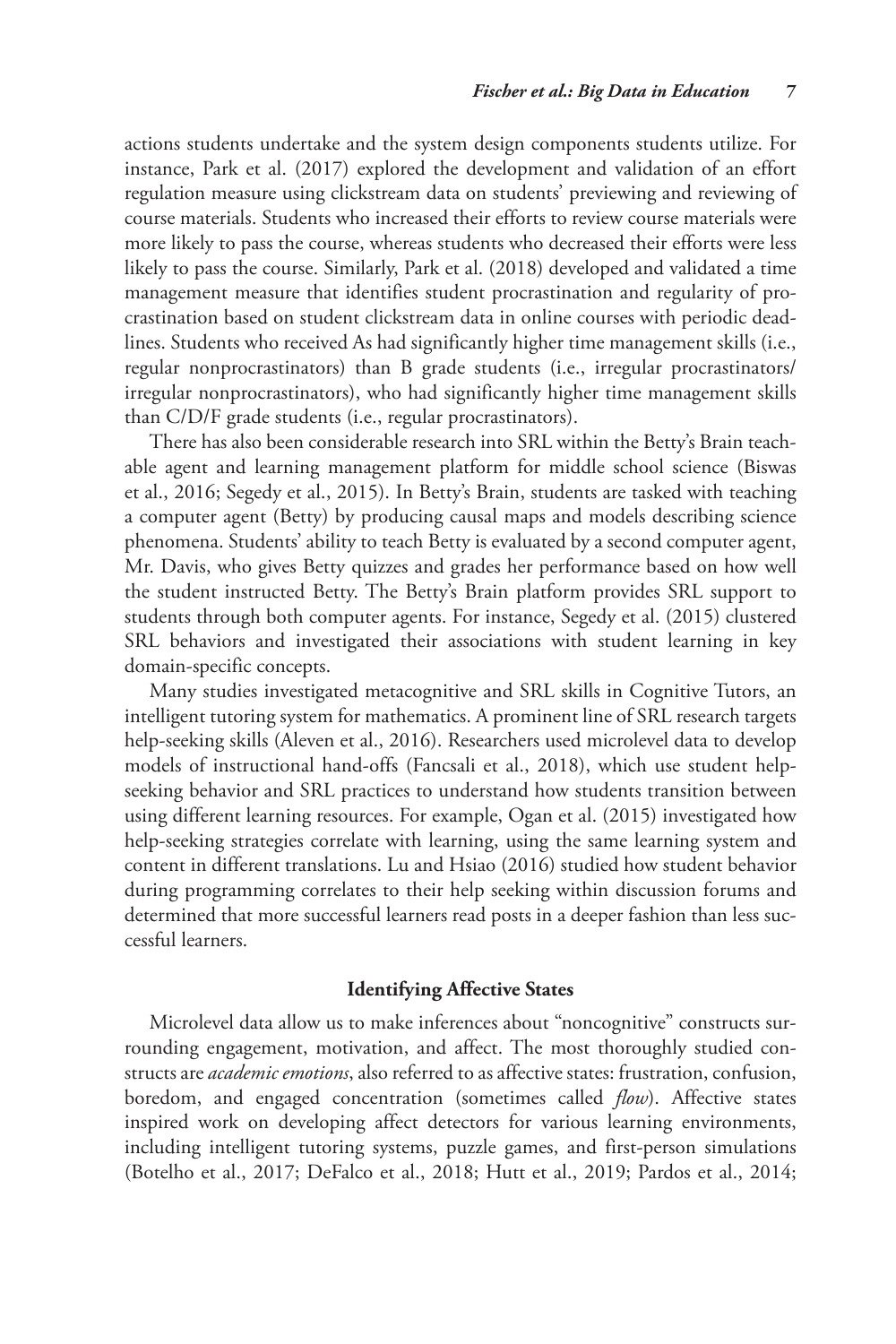actions students undertake and the system design components students utilize. For instance, Park et al. (2017) explored the development and validation of an effort regulation measure using clickstream data on students' previewing and reviewing of course materials. Students who increased their efforts to review course materials were more likely to pass the course, whereas students who decreased their efforts were less likely to pass the course. Similarly, Park et al. (2018) developed and validated a time management measure that identifies student procrastination and regularity of procrastination based on student clickstream data in online courses with periodic deadlines. Students who received As had significantly higher time management skills (i.e., regular nonprocrastinators) than B grade students (i.e., irregular procrastinators/irregular nonprocrastinators), who had significantly higher time management skills than C/D/F grade students (i.e., regular procrastinators).

There has also been considerable research into SRL within the Betty's Brain teachable agent and learning management platform for middle school science (Biswas et al., 2016; Segedy et al., 2015). In Betty's Brain, students are tasked with teaching a computer agent (Betty) by producing causal maps and models describing science phenomena. Students' ability to teach Betty is evaluated by a second computer agent, Mr. Davis, who gives Betty quizzes and grades her performance based on how well the student instructed Betty. The Betty's Brain platform provides SRL support to students through both computer agents. For instance, Segedy et al. (2015) clustered SRL behaviors and investigated their associations with student learning in key domain-specific concepts.

Many studies investigated metacognitive and SRL skills in Cognitive Tutors, an intelligent tutoring system for mathematics. A prominent line of SRL research targets help-seeking skills (Aleven et al., 2016). Researchers used microlevel data to develop models of instructional hand-offs (Fancsali et al., 2018), which use student help-seeking behavior and SRL practices to understand how students transition between using different learning resources. For example, Ogan et al. (2015) investigated how help-seeking strategies correlate with learning, using the same learning system and content in different translations. Lu and Hsiao (2016) studied how student behavior during programming correlates to their help seeking within discussion forums and determined that more successful learners read posts in a deeper fashion than less successful learners.

### Identifying Affective States

Microlevel data allow us to make inferences about "noncognitive" constructs surrounding engagement, motivation, and affect. The most thoroughly studied constructs are *academic emotions*, also referred to as affective states: frustration, confusion, boredom, and engaged concentration (sometimes called *flow*). Affective states inspired work on developing affect detectors for various learning environments, including intelligent tutoring systems, puzzle games, and first-person simulations (Botelho et al., 2017; DeFalco et al., 2018; Hutt et al., 2019; Pardos et al., 2014;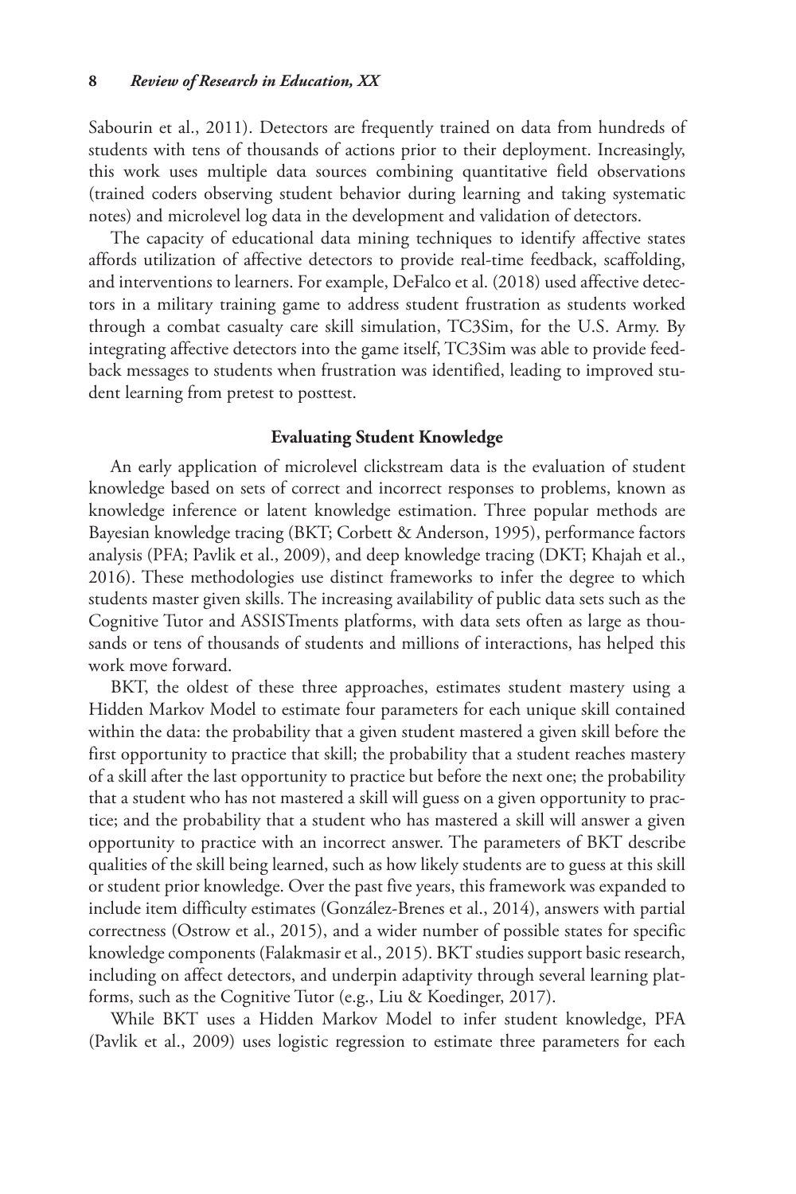Sabourin et al., 2011). Detectors are frequently trained on data from hundreds of students with tens of thousands of actions prior to their deployment. Increasingly, this work uses multiple data sources combining quantitative field observations (trained coders observing student behavior during learning and taking systematic notes) and microlevel log data in the development and validation of detectors.

The capacity of educational data mining techniques to identify affective states affords utilization of affective detectors to provide real-time feedback, scaffolding, and interventions to learners. For example, DeFalco et al. (2018) used affective detectors in a military training game to address student frustration as students worked through a combat casualty care skill simulation, TC3Sim, for the U.S. Army. By integrating affective detectors into the game itself, TC3Sim was able to provide feedback messages to students when frustration was identified, leading to improved student learning from pretest to posttest.

## Evaluating Student Knowledge

An early application of microlevel clickstream data is the evaluation of student knowledge based on sets of correct and incorrect responses to problems, known as knowledge inference or latent knowledge estimation. Three popular methods are Bayesian knowledge tracing (BKT; Corbett & Anderson, 1995), performance factors analysis (PFA; Pavlik et al., 2009), and deep knowledge tracing (DKT; Khajah et al., 2016). These methodologies use distinct frameworks to infer the degree to which students master given skills. The increasing availability of public data sets such as the Cognitive Tutor and ASSISTments platforms, with data sets often as large as thousands or tens of thousands of students and millions of interactions, has helped this work move forward.

BKT, the oldest of these three approaches, estimates student mastery using a Hidden Markov Model to estimate four parameters for each unique skill contained within the data: the probability that a given student mastered a given skill before the first opportunity to practice that skill; the probability that a student reaches mastery of a skill after the last opportunity to practice but before the next one; the probability that a student who has not mastered a skill will guess on a given opportunity to practice; and the probability that a student who has mastered a skill will answer a given opportunity to practice with an incorrect answer. The parameters of BKT describe qualities of the skill being learned, such as how likely students are to guess at this skill or student prior knowledge. Over the past five years, this framework was expanded to include item difficulty estimates (González-Brenes et al., 2014), answers with partial correctness (Ostrow et al., 2015), and a wider number of possible states for specific knowledge components (Falakmasir et al., 2015). BKT studies support basic research, including on affect detectors, and underpin adaptivity through several learning platforms, such as the Cognitive Tutor (e.g., Liu & Koedinger, 2017).

While BKT uses a Hidden Markov Model to infer student knowledge, PFA (Pavlik et al., 2009) uses logistic regression to estimate three parameters for each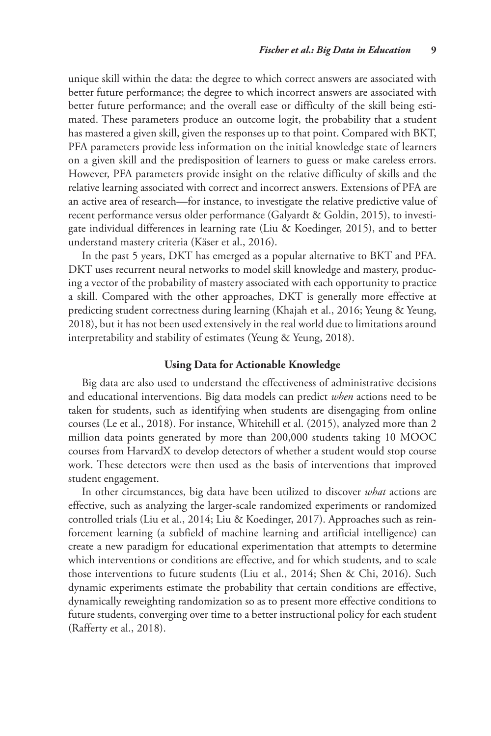unique skill within the data: the degree to which correct answers are associated with better future performance; the degree to which incorrect answers are associated with better future performance; and the overall ease or difficulty of the skill being estimated. These parameters produce an outcome logit, the probability that a student has mastered a given skill, given the responses up to that point. Compared with BKT, PFA parameters provide less information on the initial knowledge state of learners on a given skill and the predisposition of learners to guess or make careless errors. However, PFA parameters provide insight on the relative difficulty of skills and the relative learning associated with correct and incorrect answers. Extensions of PFA are an active area of research—for instance, to investigate the relative predictive value of recent performance versus older performance (Galyardt & Goldin, 2015), to investigate individual differences in learning rate (Liu & Koedinger, 2015), and to better understand mastery criteria (Käser et al., 2016).

In the past 5 years, DKT has emerged as a popular alternative to BKT and PFA. DKT uses recurrent neural networks to model skill knowledge and mastery, producing a vector of the probability of mastery associated with each opportunity to practice a skill. Compared with the other approaches, DKT is generally more effective at predicting student correctness during learning (Khajah et al., 2016; Yeung & Yeung, 2018), but it has not been used extensively in the real world due to limitations around interpretability and stability of estimates (Yeung & Yeung, 2018).

### Using Data for Actionable Knowledge

Big data are also used to understand the effectiveness of administrative decisions and educational interventions. Big data models can predict *when* actions need to be taken for students, such as identifying when students are disengaging from online courses (Le et al., 2018). For instance, Whitehill et al. (2015), analyzed more than 2 million data points generated by more than 200,000 students taking 10 MOOC courses from HarvardX to develop detectors of whether a student would stop course work. These detectors were then used as the basis of interventions that improved student engagement.

In other circumstances, big data have been utilized to discover *what* actions are effective, such as analyzing the larger-scale randomized experiments or randomized controlled trials (Liu et al., 2014; Liu & Koedinger, 2017). Approaches such as reinforcement learning (a subfield of machine learning and artificial intelligence) can create a new paradigm for educational experimentation that attempts to determine which interventions or conditions are effective, and for which students, and to scale those interventions to future students (Liu et al., 2014; Shen & Chi, 2016). Such dynamic experiments estimate the probability that certain conditions are effective, dynamically reweighting randomization so as to present more effective conditions to future students, converging over time to a better instructional policy for each student (Rafferty et al., 2018).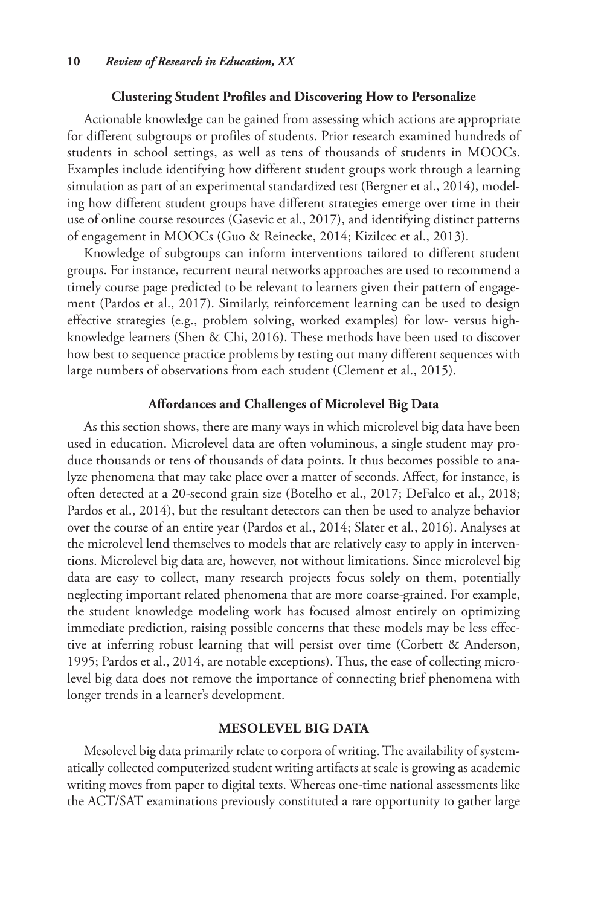### Clustering Student Profiles and Discovering How to Personalize

Actionable knowledge can be gained from assessing which actions are appropriate for different subgroups or profiles of students. Prior research examined hundreds of students in school settings, as well as tens of thousands of students in MOOCs. Examples include identifying how different student groups work through a learning simulation as part of an experimental standardized test (Bergner et al., 2014), modeling how different student groups have different strategies emerge over time in their use of online course resources (Gasevic et al., 2017), and identifying distinct patterns of engagement in MOOCs (Guo & Reinecke, 2014; Kizilcec et al., 2013).

Knowledge of subgroups can inform interventions tailored to different student groups. For instance, recurrent neural networks approaches are used to recommend a timely course page predicted to be relevant to learners given their pattern of engagement (Pardos et al., 2017). Similarly, reinforcement learning can be used to design effective strategies (e.g., problem solving, worked examples) for low- versus high-knowledge learners (Shen & Chi, 2016). These methods have been used to discover how best to sequence practice problems by testing out many different sequences with large numbers of observations from each student (Clement et al., 2015).

### Affordances and Challenges of Microlevel Big Data

As this section shows, there are many ways in which microlevel big data have been used in education. Microlevel data are often voluminous, a single student may produce thousands or tens of thousands of data points. It thus becomes possible to analyze phenomena that may take place over a matter of seconds. Affect, for instance, is often detected at a 20-second grain size (Botelho et al., 2017; DeFalco et al., 2018; Pardos et al., 2014), but the resultant detectors can then be used to analyze behavior over the course of an entire year (Pardos et al., 2014; Slater et al., 2016). Analyses at the microlevel lend themselves to models that are relatively easy to apply in interventions. Microlevel big data are, however, not without limitations. Since microlevel big data are easy to collect, many research projects focus solely on them, potentially neglecting important related phenomena that are more coarse-grained. For example, the student knowledge modeling work has focused almost entirely on optimizing immediate prediction, raising possible concerns that these models may be less effective at inferring robust learning that will persist over time (Corbett & Anderson, 1995; Pardos et al., 2014, are notable exceptions). Thus, the ease of collecting microlevel big data does not remove the importance of connecting brief phenomena with longer trends in a learner's development.

## MESOLEVEL BIG DATA

Mesolevel big data primarily relate to corpora of writing. The availability of systematically collected computerized student writing artifacts at scale is growing as academic writing moves from paper to digital texts. Whereas one-time national assessments like the ACT/SAT examinations previously constituted a rare opportunity to gather large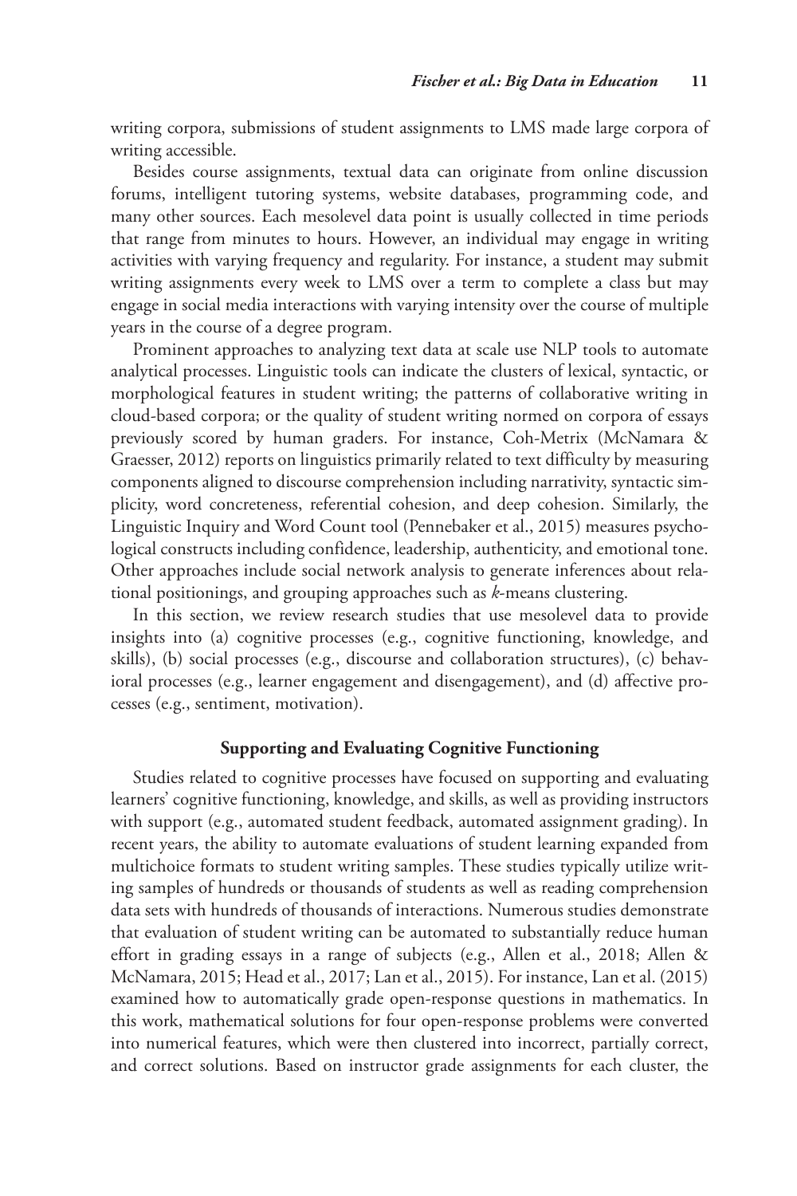writing corpora, submissions of student assignments to LMS made large corpora of writing accessible.

Besides course assignments, textual data can originate from online discussion forums, intelligent tutoring systems, website databases, programming code, and many other sources. Each mesolevel data point is usually collected in time periods that range from minutes to hours. However, an individual may engage in writing activities with varying frequency and regularity. For instance, a student may submit writing assignments every week to LMS over a term to complete a class but may engage in social media interactions with varying intensity over the course of multiple years in the course of a degree program.

Prominent approaches to analyzing text data at scale use NLP tools to automate analytical processes. Linguistic tools can indicate the clusters of lexical, syntactic, or morphological features in student writing; the patterns of collaborative writing in cloud-based corpora; or the quality of student writing normed on corpora of essays previously scored by human graders. For instance, Coh-Metrix (McNamara & Graesser, 2012) reports on linguistics primarily related to text difficulty by measuring components aligned to discourse comprehension including narrativity, syntactic simplicity, word concreteness, referential cohesion, and deep cohesion. Similarly, the Linguistic Inquiry and Word Count tool (Pennebaker et al., 2015) measures psychological constructs including confidence, leadership, authenticity, and emotional tone. Other approaches include social network analysis to generate inferences about relational positionings, and grouping approaches such as *k*-means clustering.

In this section, we review research studies that use mesolevel data to provide insights into (a) cognitive processes (e.g., cognitive functioning, knowledge, and skills), (b) social processes (e.g., discourse and collaboration structures), (c) behavioral processes (e.g., learner engagement and disengagement), and (d) affective processes (e.g., sentiment, motivation).

### Supporting and Evaluating Cognitive Functioning

Studies related to cognitive processes have focused on supporting and evaluating learners' cognitive functioning, knowledge, and skills, as well as providing instructors with support (e.g., automated student feedback, automated assignment grading). In recent years, the ability to automate evaluations of student learning expanded from multichoice formats to student writing samples. These studies typically utilize writing samples of hundreds or thousands of students as well as reading comprehension data sets with hundreds of thousands of interactions. Numerous studies demonstrate that evaluation of student writing can be automated to substantially reduce human effort in grading essays in a range of subjects (e.g., Allen et al., 2018; Allen & McNamara, 2015; Head et al., 2017; Lan et al., 2015). For instance, Lan et al. (2015) examined how to automatically grade open-response questions in mathematics. In this work, mathematical solutions for four open-response problems were converted into numerical features, which were then clustered into incorrect, partially correct, and correct solutions. Based on instructor grade assignments for each cluster, the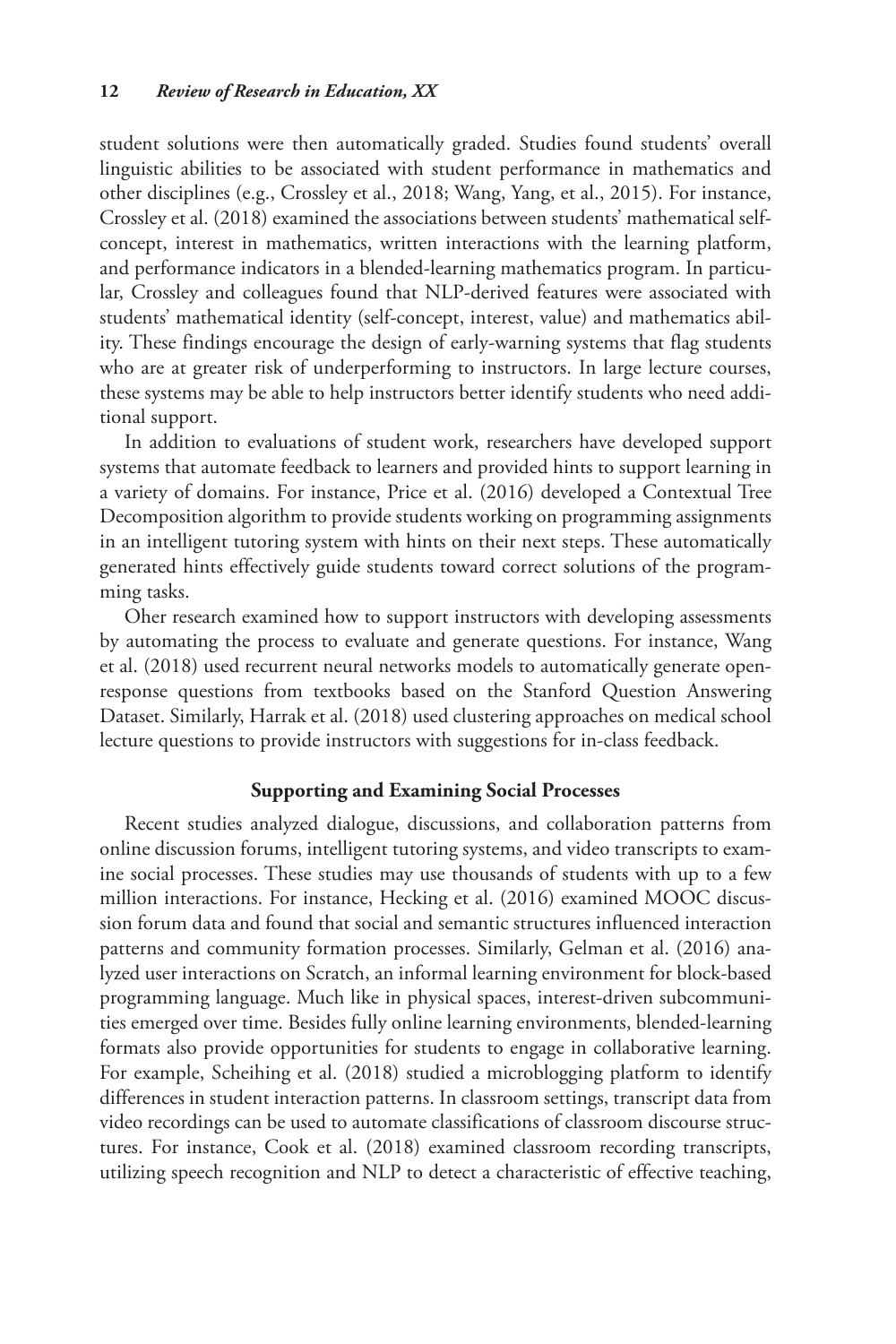student solutions were then automatically graded. Studies found students' overall linguistic abilities to be associated with student performance in mathematics and other disciplines (e.g., Crossley et al., 2018; Wang, Yang, et al., 2015). For instance, Crossley et al. (2018) examined the associations between students' mathematical self-concept, interest in mathematics, written interactions with the learning platform, and performance indicators in a blended-learning mathematics program. In particular, Crossley and colleagues found that NLP-derived features were associated with students' mathematical identity (self-concept, interest, value) and mathematics ability. These findings encourage the design of early-warning systems that flag students who are at greater risk of underperforming to instructors. In large lecture courses, these systems may be able to help instructors better identify students who need additional support.

In addition to evaluations of student work, researchers have developed support systems that automate feedback to learners and provided hints to support learning in a variety of domains. For instance, Price et al. (2016) developed a Contextual Tree Decomposition algorithm to provide students working on programming assignments in an intelligent tutoring system with hints on their next steps. These automatically generated hints effectively guide students toward correct solutions of the programming tasks.

Oher research examined how to support instructors with developing assessments by automating the process to evaluate and generate questions. For instance, Wang et al. (2018) used recurrent neural networks models to automatically generate open-response questions from textbooks based on the Stanford Question Answering Dataset. Similarly, Harrak et al. (2018) used clustering approaches on medical school lecture questions to provide instructors with suggestions for in-class feedback.

### Supporting and Examining Social Processes

Recent studies analyzed dialogue, discussions, and collaboration patterns from online discussion forums, intelligent tutoring systems, and video transcripts to examine social processes. These studies may use thousands of students with up to a few million interactions. For instance, Hecking et al. (2016) examined MOOC discussion forum data and found that social and semantic structures influenced interaction patterns and community formation processes. Similarly, Gelman et al. (2016) analyzed user interactions on Scratch, an informal learning environment for block-based programming language. Much like in physical spaces, interest-driven subcommunities emerged over time. Besides fully online learning environments, blended-learning formats also provide opportunities for students to engage in collaborative learning. For example, Scheihing et al. (2018) studied a microblogging platform to identify differences in student interaction patterns. In classroom settings, transcript data from video recordings can be used to automate classifications of classroom discourse structures. For instance, Cook et al. (2018) examined classroom recording transcripts, utilizing speech recognition and NLP to detect a characteristic of effective teaching,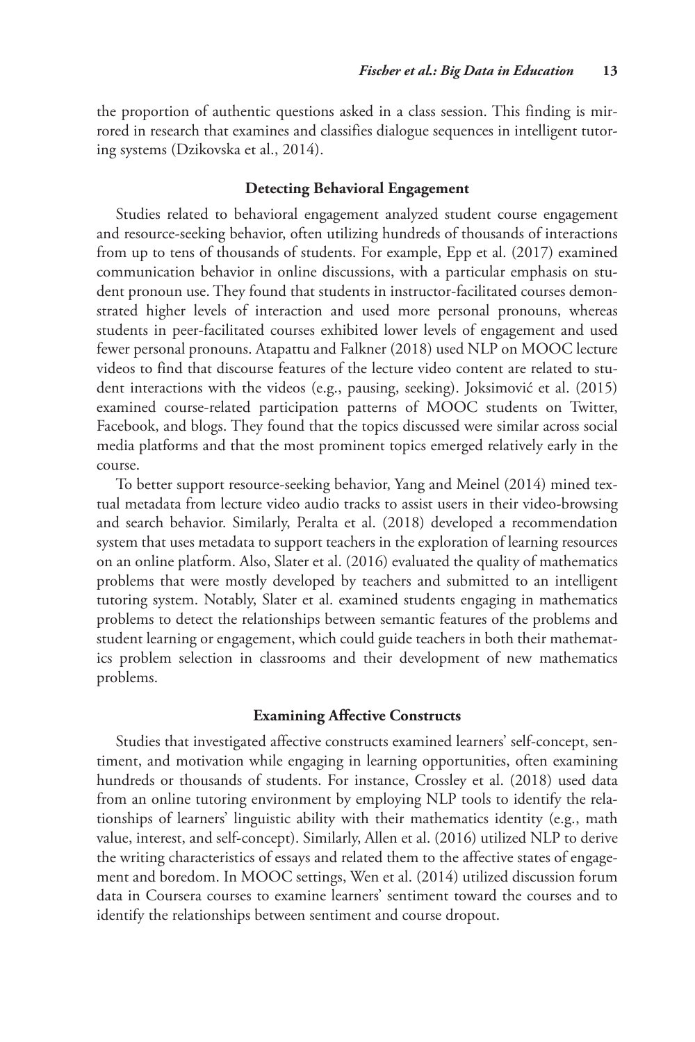the proportion of authentic questions asked in a class session. This finding is mirrored in research that examines and classifies dialogue sequences in intelligent tutoring systems (Dzikovska et al., 2014).

### Detecting Behavioral Engagement

Studies related to behavioral engagement analyzed student course engagement and resource-seeking behavior, often utilizing hundreds of thousands of interactions from up to tens of thousands of students. For example, Epp et al. (2017) examined communication behavior in online discussions, with a particular emphasis on student pronoun use. They found that students in instructor-facilitated courses demonstrated higher levels of interaction and used more personal pronouns, whereas students in peer-facilitated courses exhibited lower levels of engagement and used fewer personal pronouns. Atapattu and Falkner (2018) used NLP on MOOC lecture videos to find that discourse features of the lecture video content are related to student interactions with the videos (e.g., pausing, seeking). Joksimović et al. (2015) examined course-related participation patterns of MOOC students on Twitter, Facebook, and blogs. They found that the topics discussed were similar across social media platforms and that the most prominent topics emerged relatively early in the course.

To better support resource-seeking behavior, Yang and Meinel (2014) mined textual metadata from lecture video audio tracks to assist users in their video-browsing and search behavior. Similarly, Peralta et al. (2018) developed a recommendation system that uses metadata to support teachers in the exploration of learning resources on an online platform. Also, Slater et al. (2016) evaluated the quality of mathematics problems that were mostly developed by teachers and submitted to an intelligent tutoring system. Notably, Slater et al. examined students engaging in mathematics problems to detect the relationships between semantic features of the problems and student learning or engagement, which could guide teachers in both their mathematics problem selection in classrooms and their development of new mathematics problems.

### Examining Affective Constructs

Studies that investigated affective constructs examined learners' self-concept, sentiment, and motivation while engaging in learning opportunities, often examining hundreds or thousands of students. For instance, Crossley et al. (2018) used data from an online tutoring environment by employing NLP tools to identify the relationships of learners' linguistic ability with their mathematics identity (e.g., math value, interest, and self-concept). Similarly, Allen et al. (2016) utilized NLP to derive the writing characteristics of essays and related them to the affective states of engagement and boredom. In MOOC settings, Wen et al. (2014) utilized discussion forum data in Coursera courses to examine learners' sentiment toward the courses and to identify the relationships between sentiment and course dropout.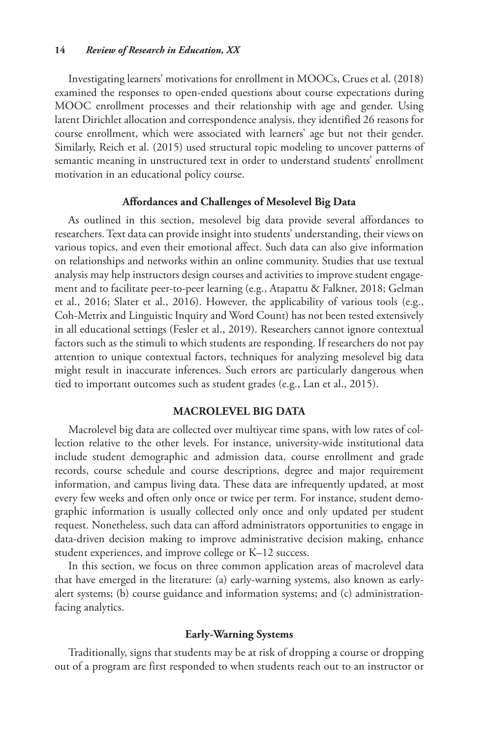Investigating learners' motivations for enrollment in MOOCs, Crues et al. (2018) examined the responses to open-ended questions about course expectations during MOOC enrollment processes and their relationship with age and gender. Using latent Dirichlet allocation and correspondence analysis, they identified 26 reasons for course enrollment, which were associated with learners' age but not their gender. Similarly, Reich et al. (2015) used structural topic modeling to uncover patterns of semantic meaning in unstructured text in order to understand students' enrollment motivation in an educational policy course.

### Affordances and Challenges of Mesolevel Big Data

As outlined in this section, mesolevel big data provide several affordances to researchers. Text data can provide insight into students' understanding, their views on various topics, and even their emotional affect. Such data can also give information on relationships and networks within an online community. Studies that use textual analysis may help instructors design courses and activities to improve student engagement and to facilitate peer-to-peer learning (e.g., Atapattu & Falkner, 2018; Gelman et al., 2016; Slater et al., 2016). However, the applicability of various tools (e.g., Coh-Metrix and Linguistic Inquiry and Word Count) has not been tested extensively in all educational settings (Fesler et al., 2019). Researchers cannot ignore contextual factors such as the stimuli to which students are responding. If researchers do not pay attention to unique contextual factors, techniques for analyzing mesolevel big data might result in inaccurate inferences. Such errors are particularly dangerous when tied to important outcomes such as student grades (e.g., Lan et al., 2015).

## MACROLEVEL BIG DATA

Macrolevel big data are collected over multiyear time spans, with low rates of collection relative to the other levels. For instance, university-wide institutional data include student demographic and admission data, course enrollment and grade records, course schedule and course descriptions, degree and major requirement information, and campus living data. These data are infrequently updated, at most every few weeks and often only once or twice per term. For instance, student demographic information is usually collected only once and only updated per student request. Nonetheless, such data can afford administrators opportunities to engage in data-driven decision making to improve administrative decision making, enhance student experiences, and improve college or K–12 success.

In this section, we focus on three common application areas of macrolevel data that have emerged in the literature: (a) early-warning systems, also known as early-alert systems; (b) course guidance and information systems; and (c) administration-facing analytics.

### Early-Warning Systems

Traditionally, signs that students may be at risk of dropping a course or dropping out of a program are first responded to when students reach out to an instructor or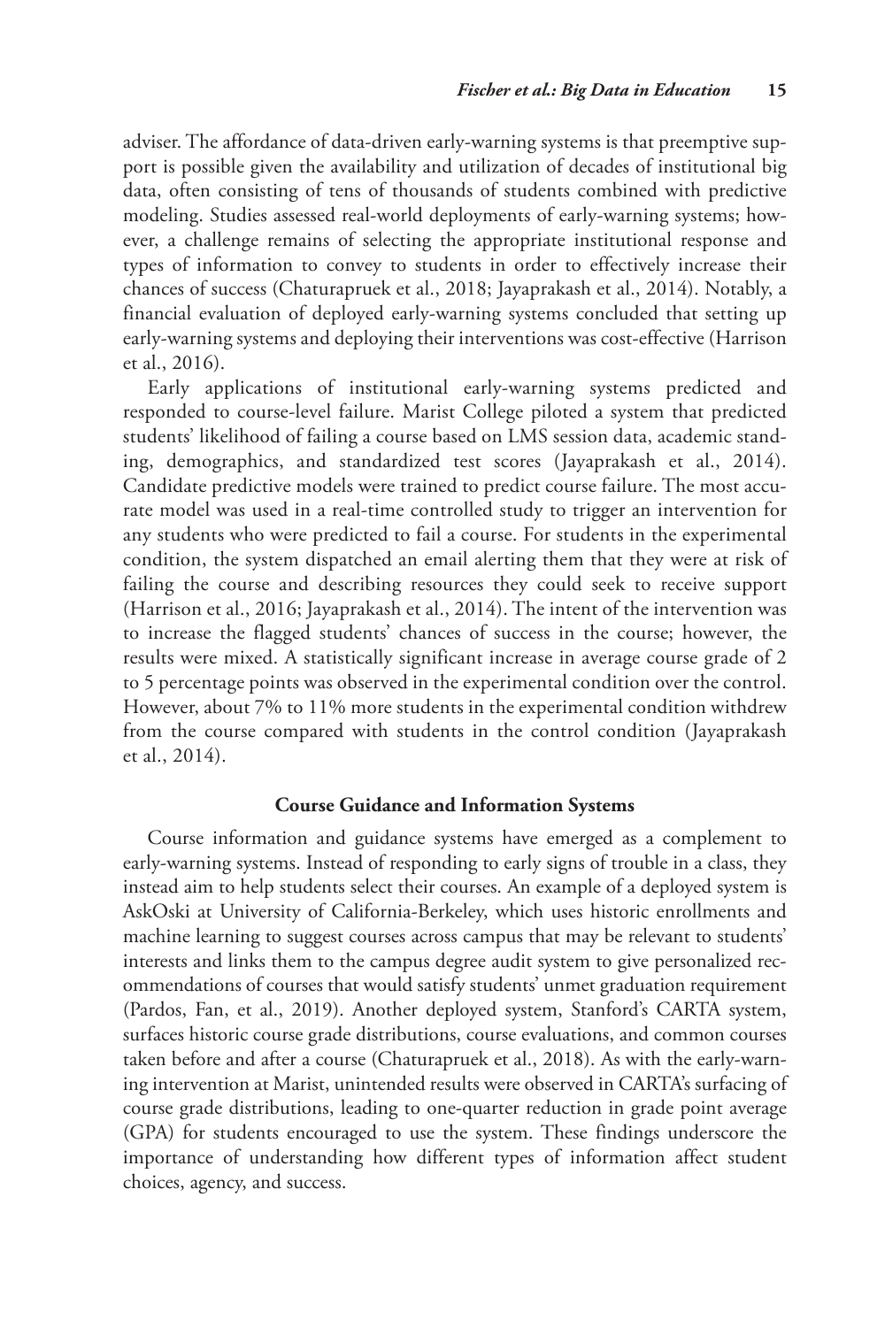adviser. The affordance of data-driven early-warning systems is that preemptive support is possible given the availability and utilization of decades of institutional big data, often consisting of tens of thousands of students combined with predictive modeling. Studies assessed real-world deployments of early-warning systems; however, a challenge remains of selecting the appropriate institutional response and types of information to convey to students in order to effectively increase their chances of success (Chaturapruek et al., 2018; Jayaprakash et al., 2014). Notably, a financial evaluation of deployed early-warning systems concluded that setting up early-warning systems and deploying their interventions was cost-effective (Harrison et al., 2016).

Early applications of institutional early-warning systems predicted and responded to course-level failure. Marist College piloted a system that predicted students' likelihood of failing a course based on LMS session data, academic standing, demographics, and standardized test scores (Jayaprakash et al., 2014). Candidate predictive models were trained to predict course failure. The most accurate model was used in a real-time controlled study to trigger an intervention for any students who were predicted to fail a course. For students in the experimental condition, the system dispatched an email alerting them that they were at risk of failing the course and describing resources they could seek to receive support (Harrison et al., 2016; Jayaprakash et al., 2014). The intent of the intervention was to increase the flagged students' chances of success in the course; however, the results were mixed. A statistically significant increase in average course grade of 2 to 5 percentage points was observed in the experimental condition over the control. However, about 7% to 11% more students in the experimental condition withdrew from the course compared with students in the control condition (Jayaprakash et al., 2014).

### Course Guidance and Information Systems

Course information and guidance systems have emerged as a complement to early-warning systems. Instead of responding to early signs of trouble in a class, they instead aim to help students select their courses. An example of a deployed system is AskOski at University of California-Berkeley, which uses historic enrollments and machine learning to suggest courses across campus that may be relevant to students' interests and links them to the campus degree audit system to give personalized recommendations of courses that would satisfy students' unmet graduation requirement (Pardos, Fan, et al., 2019). Another deployed system, Stanford's CARTA system, surfaces historic course grade distributions, course evaluations, and common courses taken before and after a course (Chaturapruek et al., 2018). As with the early-warning intervention at Marist, unintended results were observed in CARTA's surfacing of course grade distributions, leading to one-quarter reduction in grade point average (GPA) for students encouraged to use the system. These findings underscore the importance of understanding how different types of information affect student choices, agency, and success.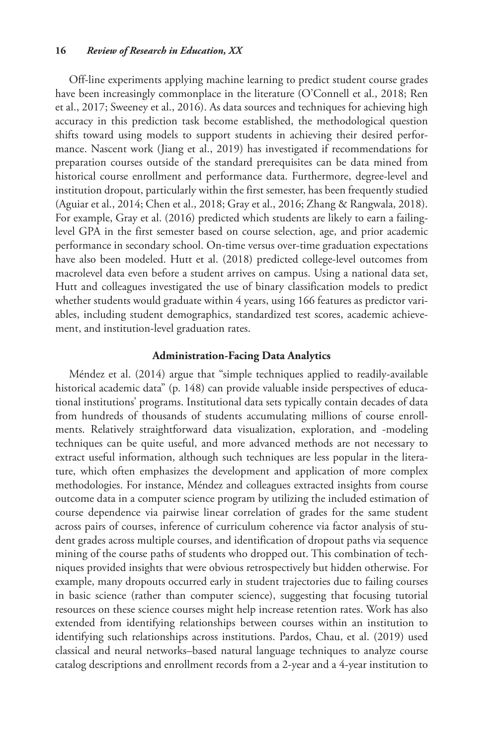Off-line experiments applying machine learning to predict student course grades have been increasingly commonplace in the literature (O'Connell et al., 2018; Ren et al., 2017; Sweeney et al., 2016). As data sources and techniques for achieving high accuracy in this prediction task become established, the methodological question shifts toward using models to support students in achieving their desired performance. Nascent work (Jiang et al., 2019) has investigated if recommendations for preparation courses outside of the standard prerequisites can be data mined from historical course enrollment and performance data. Furthermore, degree-level and institution dropout, particularly within the first semester, has been frequently studied (Aguiar et al., 2014; Chen et al., 2018; Gray et al., 2016; Zhang & Rangwala, 2018). For example, Gray et al. (2016) predicted which students are likely to earn a failing-level GPA in the first semester based on course selection, age, and prior academic performance in secondary school. On-time versus over-time graduation expectations have also been modeled. Hutt et al. (2018) predicted college-level outcomes from macrolevel data even before a student arrives on campus. Using a national data set, Hutt and colleagues investigated the use of binary classification models to predict whether students would graduate within 4 years, using 166 features as predictor variables, including student demographics, standardized test scores, academic achievement, and institution-level graduation rates.

## Administration-Facing Data Analytics

Méndez et al. (2014) argue that "simple techniques applied to readily-available historical academic data" (p. 148) can provide valuable inside perspectives of educational institutions' programs. Institutional data sets typically contain decades of data from hundreds of thousands of students accumulating millions of course enrollments. Relatively straightforward data visualization, exploration, and -modeling techniques can be quite useful, and more advanced methods are not necessary to extract useful information, although such techniques are less popular in the literature, which often emphasizes the development and application of more complex methodologies. For instance, Méndez and colleagues extracted insights from course outcome data in a computer science program by utilizing the included estimation of course dependence via pairwise linear correlation of grades for the same student across pairs of courses, inference of curriculum coherence via factor analysis of student grades across multiple courses, and identification of dropout paths via sequence mining of the course paths of students who dropped out. This combination of techniques provided insights that were obvious retrospectively but hidden otherwise. For example, many dropouts occurred early in student trajectories due to failing courses in basic science (rather than computer science), suggesting that focusing tutorial resources on these science courses might help increase retention rates. Work has also extended from identifying relationships between courses within an institution to identifying such relationships across institutions. Pardos, Chau, et al. (2019) used classical and neural networks–based natural language techniques to analyze course catalog descriptions and enrollment records from a 2-year and a 4-year institution to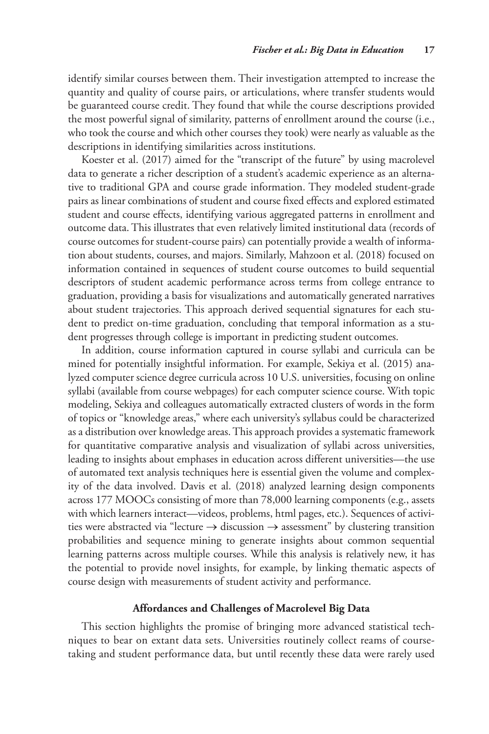identify similar courses between them. Their investigation attempted to increase the quantity and quality of course pairs, or articulations, where transfer students would be guaranteed course credit. They found that while the course descriptions provided the most powerful signal of similarity, patterns of enrollment around the course (i.e., who took the course and which other courses they took) were nearly as valuable as the descriptions in identifying similarities across institutions.

Koester et al. (2017) aimed for the "transcript of the future" by using macrolevel data to generate a richer description of a student's academic experience as an alternative to traditional GPA and course grade information. They modeled student-grade pairs as linear combinations of student and course fixed effects and explored estimated student and course effects, identifying various aggregated patterns in enrollment and outcome data. This illustrates that even relatively limited institutional data (records of course outcomes for student-course pairs) can potentially provide a wealth of information about students, courses, and majors. Similarly, Mahzoon et al. (2018) focused on information contained in sequences of student course outcomes to build sequential descriptors of student academic performance across terms from college entrance to graduation, providing a basis for visualizations and automatically generated narratives about student trajectories. This approach derived sequential signatures for each student to predict on-time graduation, concluding that temporal information as a student progresses through college is important in predicting student outcomes.

In addition, course information captured in course syllabi and curricula can be mined for potentially insightful information. For example, Sekiya et al. (2015) analyzed computer science degree curricula across 10 U.S. universities, focusing on online syllabi (available from course webpages) for each computer science course. With topic modeling, Sekiya and colleagues automatically extracted clusters of words in the form of topics or "knowledge areas," where each university's syllabus could be characterized as a distribution over knowledge areas. This approach provides a systematic framework for quantitative comparative analysis and visualization of syllabi across universities, leading to insights about emphases in education across different universities—the use of automated text analysis techniques here is essential given the volume and complexity of the data involved. Davis et al. (2018) analyzed learning design components across 177 MOOCs consisting of more than 78,000 learning components (e.g., assets with which learners interact—videos, problems, html pages, etc.). Sequences of activities were abstracted via "lecture → discussion → assessment" by clustering transition probabilities and sequence mining to generate insights about common sequential learning patterns across multiple courses. While this analysis is relatively new, it has the potential to provide novel insights, for example, by linking thematic aspects of course design with measurements of student activity and performance.

### Affordances and Challenges of Macrolevel Big Data

This section highlights the promise of bringing more advanced statistical techniques to bear on extant data sets. Universities routinely collect reams of course-taking and student performance data, but until recently these data were rarely used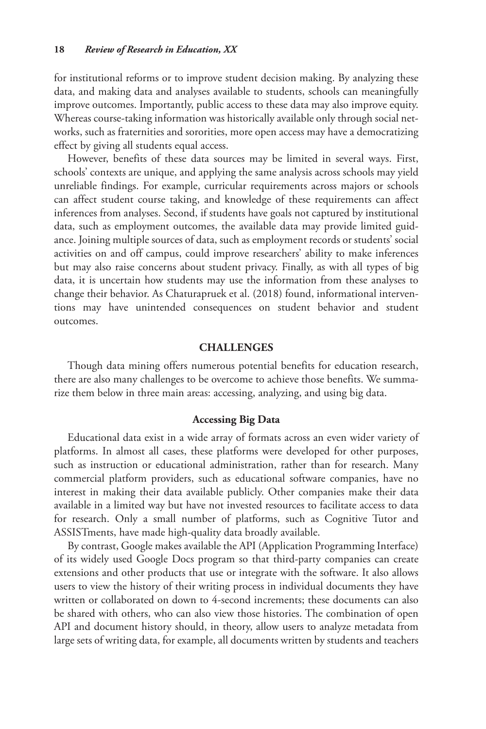for institutional reforms or to improve student decision making. By analyzing these data, and making data and analyses available to students, schools can meaningfully improve outcomes. Importantly, public access to these data may also improve equity. Whereas course-taking information was historically available only through social networks, such as fraternities and sororities, more open access may have a democratizing effect by giving all students equal access.

However, benefits of these data sources may be limited in several ways. First, schools' contexts are unique, and applying the same analysis across schools may yield unreliable findings. For example, curricular requirements across majors or schools can affect student course taking, and knowledge of these requirements can affect inferences from analyses. Second, if students have goals not captured by institutional data, such as employment outcomes, the available data may provide limited guidance. Joining multiple sources of data, such as employment records or students' social activities on and off campus, could improve researchers' ability to make inferences but may also raise concerns about student privacy. Finally, as with all types of big data, it is uncertain how students may use the information from these analyses to change their behavior. As Chaturapruek et al. (2018) found, informational interventions may have unintended consequences on student behavior and student outcomes.

## CHALLENGES

Though data mining offers numerous potential benefits for education research, there are also many challenges to be overcome to achieve those benefits. We summarize them below in three main areas: accessing, analyzing, and using big data.

### Accessing Big Data

Educational data exist in a wide array of formats across an even wider variety of platforms. In almost all cases, these platforms were developed for other purposes, such as instruction or educational administration, rather than for research. Many commercial platform providers, such as educational software companies, have no interest in making their data available publicly. Other companies make their data available in a limited way but have not invested resources to facilitate access to data for research. Only a small number of platforms, such as Cognitive Tutor and ASSISTments, have made high-quality data broadly available.

By contrast, Google makes available the API (Application Programming Interface) of its widely used Google Docs program so that third-party companies can create extensions and other products that use or integrate with the software. It also allows users to view the history of their writing process in individual documents they have written or collaborated on down to 4-second increments; these documents can also be shared with others, who can also view those histories. The combination of open API and document history should, in theory, allow users to analyze metadata from large sets of writing data, for example, all documents written by students and teachers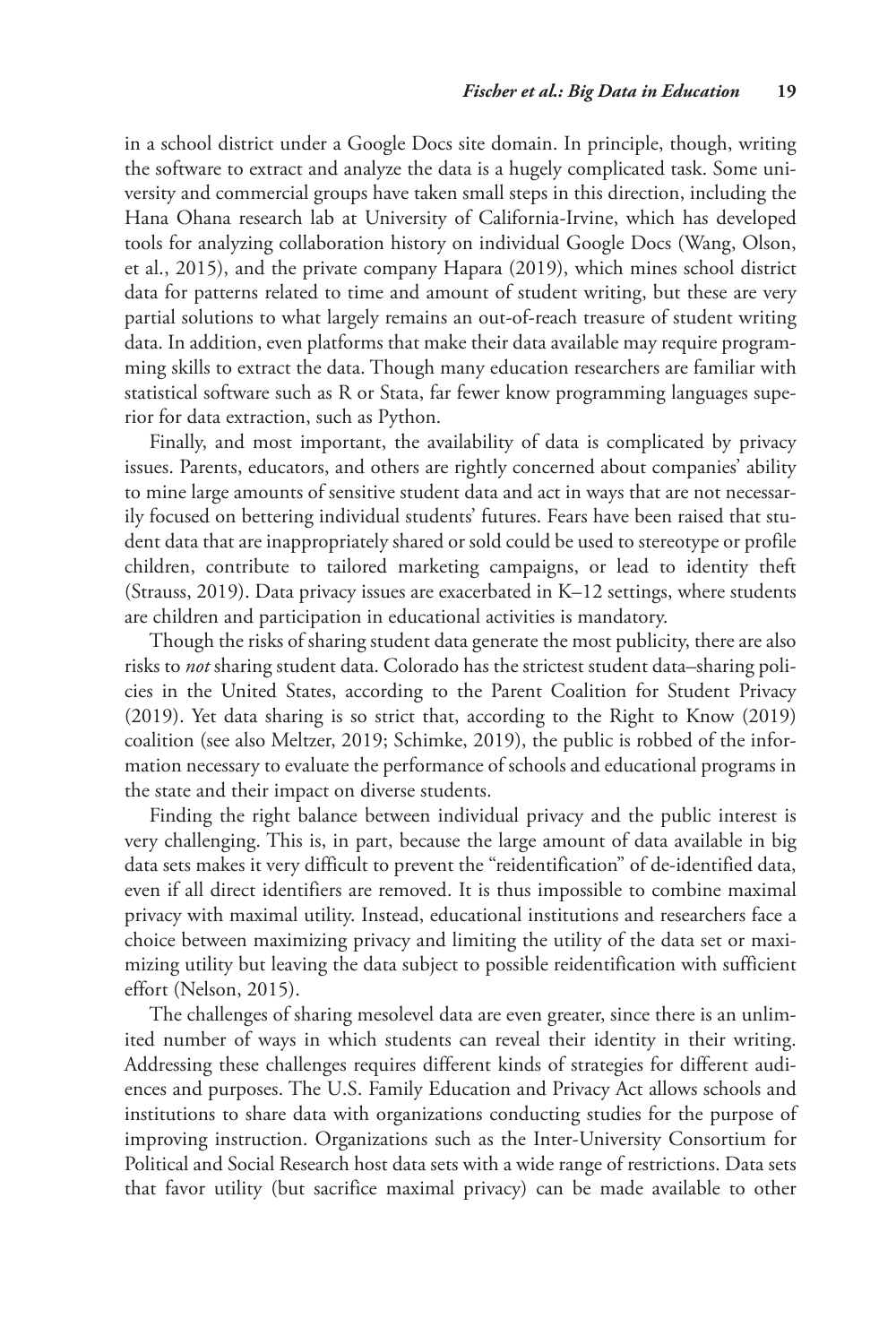in a school district under a Google Docs site domain. In principle, though, writing the software to extract and analyze the data is a hugely complicated task. Some university and commercial groups have taken small steps in this direction, including the Hana Ohana research lab at University of California-Irvine, which has developed tools for analyzing collaboration history on individual Google Docs (Wang, Olson, et al., 2015), and the private company Hapara (2019), which mines school district data for patterns related to time and amount of student writing, but these are very partial solutions to what largely remains an out-of-reach treasure of student writing data. In addition, even platforms that make their data available may require programming skills to extract the data. Though many education researchers are familiar with statistical software such as R or Stata, far fewer know programming languages superior for data extraction, such as Python.

Finally, and most important, the availability of data is complicated by privacy issues. Parents, educators, and others are rightly concerned about companies' ability to mine large amounts of sensitive student data and act in ways that are not necessarily focused on bettering individual students' futures. Fears have been raised that student data that are inappropriately shared or sold could be used to stereotype or profile children, contribute to tailored marketing campaigns, or lead to identity theft (Strauss, 2019). Data privacy issues are exacerbated in K–12 settings, where students are children and participation in educational activities is mandatory.

Though the risks of sharing student data generate the most publicity, there are also risks to *not* sharing student data. Colorado has the strictest student data–sharing policies in the United States, according to the Parent Coalition for Student Privacy (2019). Yet data sharing is so strict that, according to the Right to Know (2019) coalition (see also Meltzer, 2019; Schimke, 2019), the public is robbed of the information necessary to evaluate the performance of schools and educational programs in the state and their impact on diverse students.

Finding the right balance between individual privacy and the public interest is very challenging. This is, in part, because the large amount of data available in big data sets makes it very difficult to prevent the "reidentification" of de-identified data, even if all direct identifiers are removed. It is thus impossible to combine maximal privacy with maximal utility. Instead, educational institutions and researchers face a choice between maximizing privacy and limiting the utility of the data set or maximizing utility but leaving the data subject to possible reidentification with sufficient effort (Nelson, 2015).

The challenges of sharing mesolevel data are even greater, since there is an unlimited number of ways in which students can reveal their identity in their writing. Addressing these challenges requires different kinds of strategies for different audiences and purposes. The U.S. Family Education and Privacy Act allows schools and institutions to share data with organizations conducting studies for the purpose of improving instruction. Organizations such as the Inter-University Consortium for Political and Social Research host data sets with a wide range of restrictions. Data sets that favor utility (but sacrifice maximal privacy) can be made available to other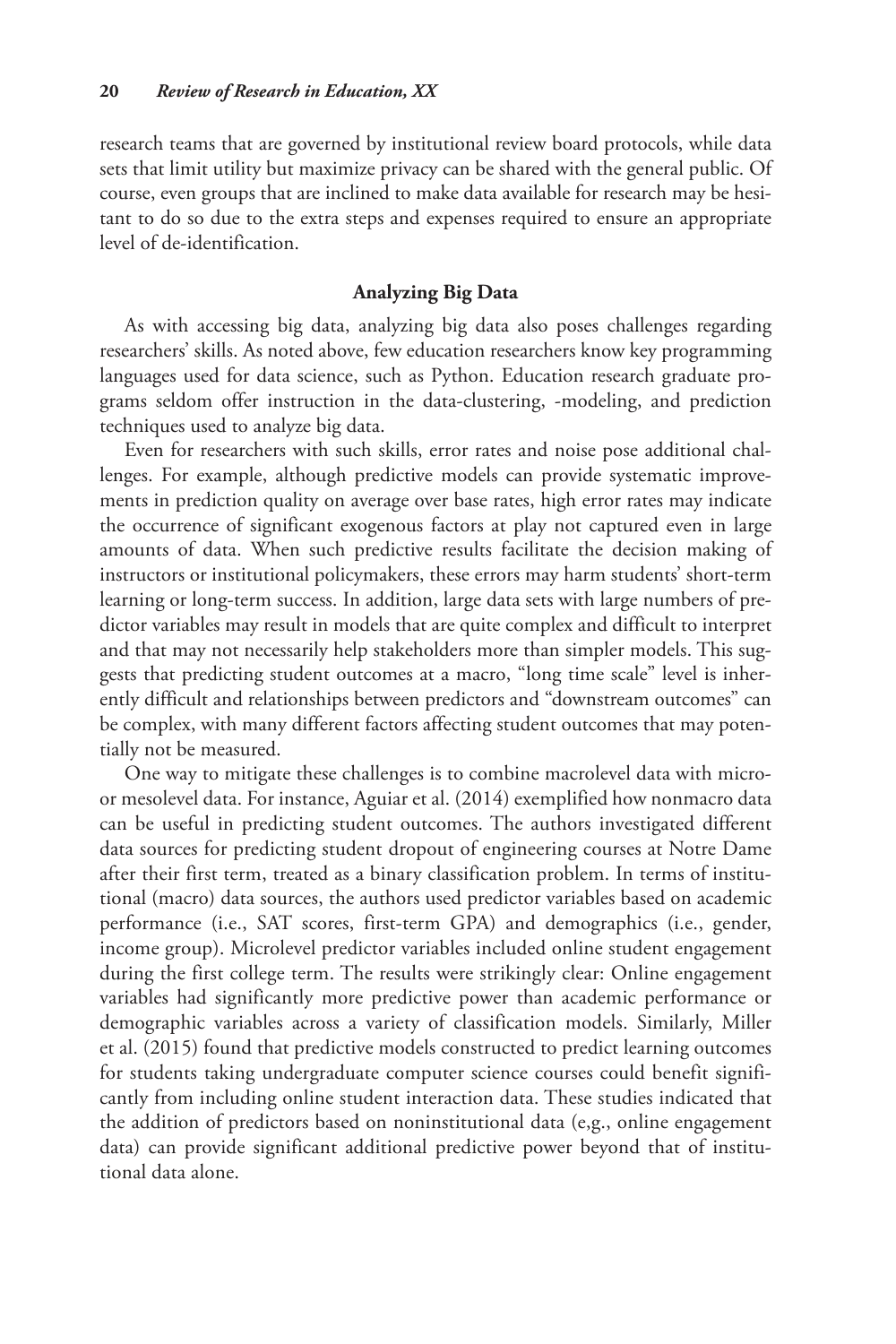research teams that are governed by institutional review board protocols, while data sets that limit utility but maximize privacy can be shared with the general public. Of course, even groups that are inclined to make data available for research may be hesitant to do so due to the extra steps and expenses required to ensure an appropriate level of de-identification.

### Analyzing Big Data

As with accessing big data, analyzing big data also poses challenges regarding researchers' skills. As noted above, few education researchers know key programming languages used for data science, such as Python. Education research graduate programs seldom offer instruction in the data-clustering, -modeling, and prediction techniques used to analyze big data.

Even for researchers with such skills, error rates and noise pose additional challenges. For example, although predictive models can provide systematic improvements in prediction quality on average over base rates, high error rates may indicate the occurrence of significant exogenous factors at play not captured even in large amounts of data. When such predictive results facilitate the decision making of instructors or institutional policymakers, these errors may harm students' short-term learning or long-term success. In addition, large data sets with large numbers of predictor variables may result in models that are quite complex and difficult to interpret and that may not necessarily help stakeholders more than simpler models. This suggests that predicting student outcomes at a macro, "long time scale" level is inherently difficult and relationships between predictors and "downstream outcomes" can be complex, with many different factors affecting student outcomes that may potentially not be measured.

One way to mitigate these challenges is to combine macrolevel data with micro- or mesolevel data. For instance, Aguiar et al. (2014) exemplified how nonmacro data can be useful in predicting student outcomes. The authors investigated different data sources for predicting student dropout of engineering courses at Notre Dame after their first term, treated as a binary classification problem. In terms of institutional (macro) data sources, the authors used predictor variables based on academic performance (i.e., SAT scores, first-term GPA) and demographics (i.e., gender, income group). Microlevel predictor variables included online student engagement during the first college term. The results were strikingly clear: Online engagement variables had significantly more predictive power than academic performance or demographic variables across a variety of classification models. Similarly, Miller et al. (2015) found that predictive models constructed to predict learning outcomes for students taking undergraduate computer science courses could benefit significantly from including online student interaction data. These studies indicated that the addition of predictors based on noninstitutional data (e,g., online engagement data) can provide significant additional predictive power beyond that of institutional data alone.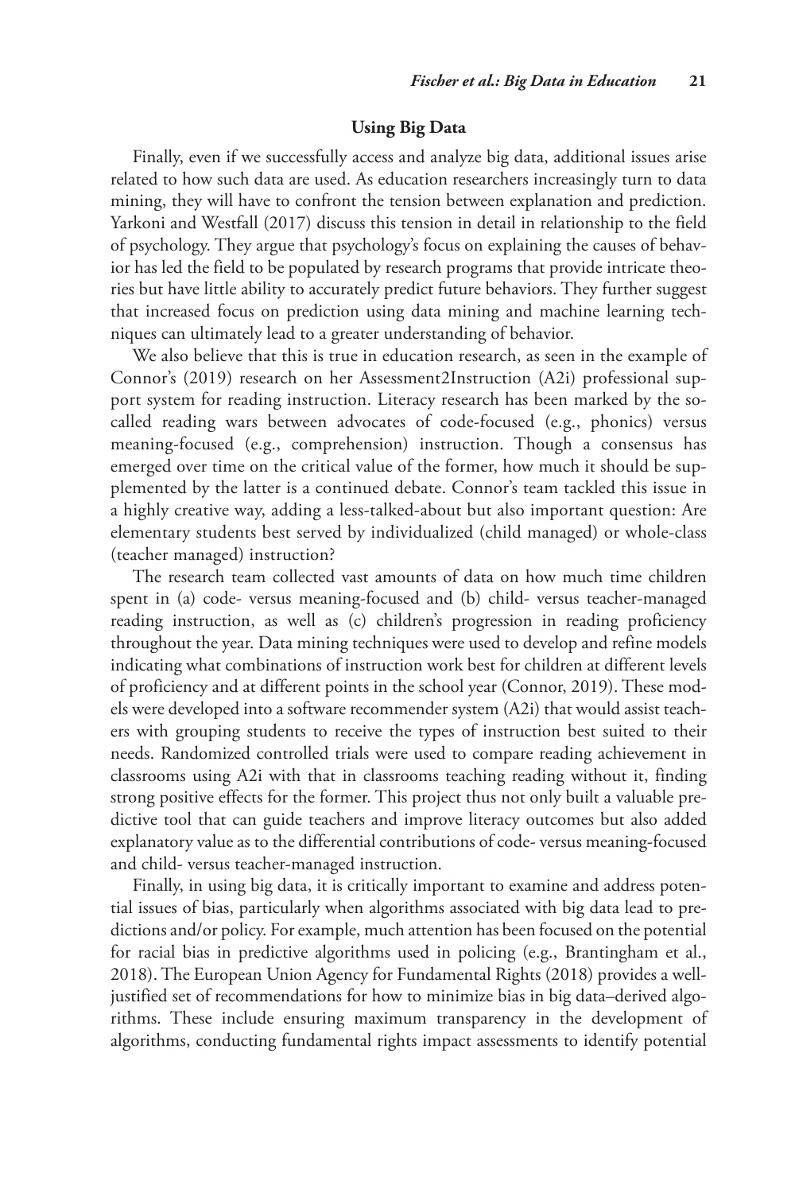## Using Big Data

Finally, even if we successfully access and analyze big data, additional issues arise related to how such data are used. As education researchers increasingly turn to data mining, they will have to confront the tension between explanation and prediction. Yarkoni and Westfall (2017) discuss this tension in detail in relationship to the field of psychology. They argue that psychology's focus on explaining the causes of behavior has led the field to be populated by research programs that provide intricate theories but have little ability to accurately predict future behaviors. They further suggest that increased focus on prediction using data mining and machine learning techniques can ultimately lead to a greater understanding of behavior.

We also believe that this is true in education research, as seen in the example of Connor's (2019) research on her Assessment2Instruction (A2i) professional support system for reading instruction. Literacy research has been marked by the so-called reading wars between advocates of code-focused (e.g., phonics) versus meaning-focused (e.g., comprehension) instruction. Though a consensus has emerged over time on the critical value of the former, how much it should be supplemented by the latter is a continued debate. Connor's team tackled this issue in a highly creative way, adding a less-talked-about but also important question: Are elementary students best served by individualized (child managed) or whole-class (teacher managed) instruction?

The research team collected vast amounts of data on how much time children spent in (a) code- versus meaning-focused and (b) child- versus teacher-managed reading instruction, as well as (c) children's progression in reading proficiency throughout the year. Data mining techniques were used to develop and refine models indicating what combinations of instruction work best for children at different levels of proficiency and at different points in the school year (Connor, 2019). These models were developed into a software recommender system (A2i) that would assist teachers with grouping students to receive the types of instruction best suited to their needs. Randomized controlled trials were used to compare reading achievement in classrooms using A2i with that in classrooms teaching reading without it, finding strong positive effects for the former. This project thus not only built a valuable predictive tool that can guide teachers and improve literacy outcomes but also added explanatory value as to the differential contributions of code- versus meaning-focused and child- versus teacher-managed instruction.

Finally, in using big data, it is critically important to examine and address potential issues of bias, particularly when algorithms associated with big data lead to predictions and/or policy. For example, much attention has been focused on the potential for racial bias in predictive algorithms used in policing (e.g., Brantingham et al., 2018). The European Union Agency for Fundamental Rights (2018) provides a well-justified set of recommendations for how to minimize bias in big data–derived algorithms. These include ensuring maximum transparency in the development of algorithms, conducting fundamental rights impact assessments to identify potential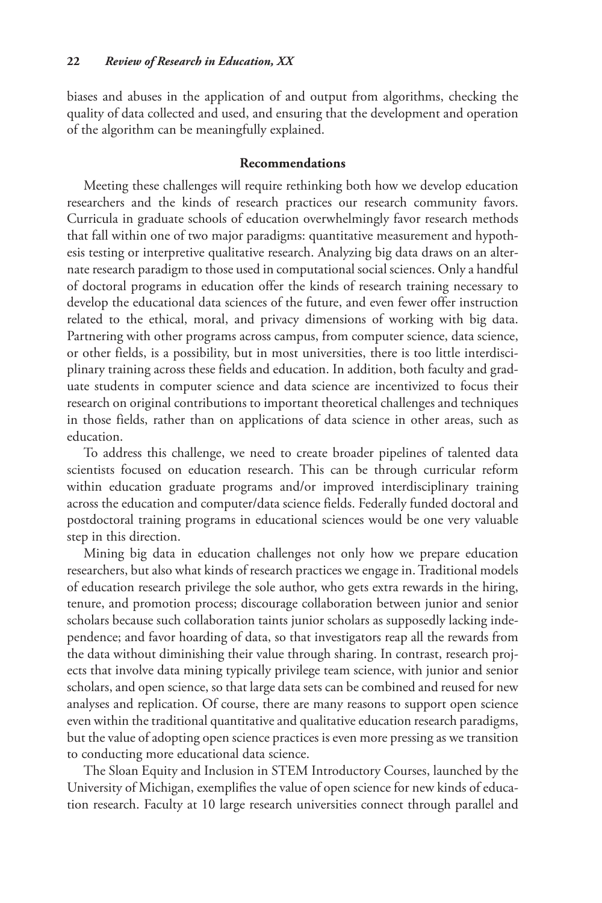biases and abuses in the application of and output from algorithms, checking the quality of data collected and used, and ensuring that the development and operation of the algorithm can be meaningfully explained.

## Recommendations

Meeting these challenges will require rethinking both how we develop education researchers and the kinds of research practices our research community favors. Curricula in graduate schools of education overwhelmingly favor research methods that fall within one of two major paradigms: quantitative measurement and hypothesis testing or interpretive qualitative research. Analyzing big data draws on an alternate research paradigm to those used in computational social sciences. Only a handful of doctoral programs in education offer the kinds of research training necessary to develop the educational data sciences of the future, and even fewer offer instruction related to the ethical, moral, and privacy dimensions of working with big data. Partnering with other programs across campus, from computer science, data science, or other fields, is a possibility, but in most universities, there is too little interdisciplinary training across these fields and education. In addition, both faculty and graduate students in computer science and data science are incentivized to focus their research on original contributions to important theoretical challenges and techniques in those fields, rather than on applications of data science in other areas, such as education.

To address this challenge, we need to create broader pipelines of talented data scientists focused on education research. This can be through curricular reform within education graduate programs and/or improved interdisciplinary training across the education and computer/data science fields. Federally funded doctoral and postdoctoral training programs in educational sciences would be one very valuable step in this direction.

Mining big data in education challenges not only how we prepare education researchers, but also what kinds of research practices we engage in. Traditional models of education research privilege the sole author, who gets extra rewards in the hiring, tenure, and promotion process; discourage collaboration between junior and senior scholars because such collaboration taints junior scholars as supposedly lacking independence; and favor hoarding of data, so that investigators reap all the rewards from the data without diminishing their value through sharing. In contrast, research projects that involve data mining typically privilege team science, with junior and senior scholars, and open science, so that large data sets can be combined and reused for new analyses and replication. Of course, there are many reasons to support open science even within the traditional quantitative and qualitative education research paradigms, but the value of adopting open science practices is even more pressing as we transition to conducting more educational data science.

The Sloan Equity and Inclusion in STEM Introductory Courses, launched by the University of Michigan, exemplifies the value of open science for new kinds of education research. Faculty at 10 large research universities connect through parallel and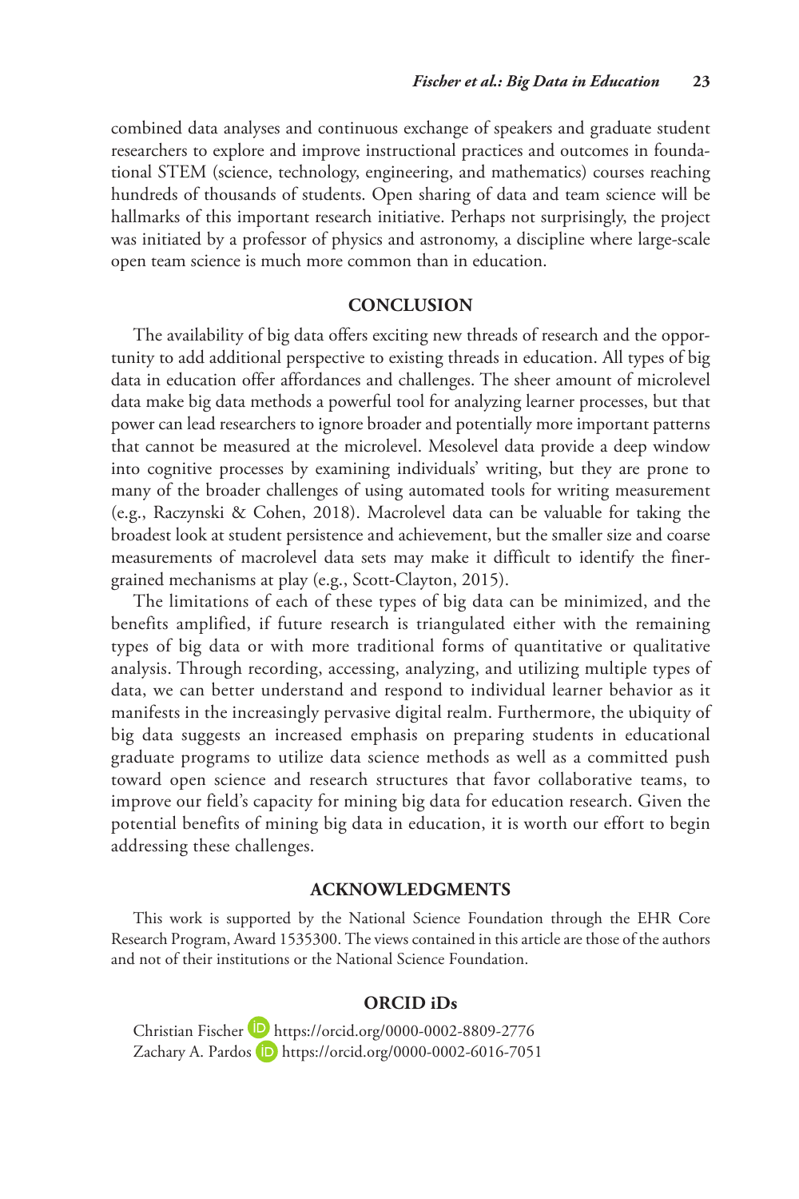combined data analyses and continuous exchange of speakers and graduate student researchers to explore and improve instructional practices and outcomes in foundational STEM (science, technology, engineering, and mathematics) courses reaching hundreds of thousands of students. Open sharing of data and team science will be hallmarks of this important research initiative. Perhaps not surprisingly, the project was initiated by a professor of physics and astronomy, a discipline where large-scale open team science is much more common than in education.

## CONCLUSION

The availability of big data offers exciting new threads of research and the opportunity to add additional perspective to existing threads in education. All types of big data in education offer affordances and challenges. The sheer amount of microlevel data make big data methods a powerful tool for analyzing learner processes, but that power can lead researchers to ignore broader and potentially more important patterns that cannot be measured at the microlevel. Mesolevel data provide a deep window into cognitive processes by examining individuals' writing, but they are prone to many of the broader challenges of using automated tools for writing measurement (e.g., Raczynski & Cohen, 2018). Macrolevel data can be valuable for taking the broadest look at student persistence and achievement, but the smaller size and coarse measurements of macrolevel data sets may make it difficult to identify the finer-grained mechanisms at play (e.g., Scott-Clayton, 2015).

The limitations of each of these types of big data can be minimized, and the benefits amplified, if future research is triangulated either with the remaining types of big data or with more traditional forms of quantitative or qualitative analysis. Through recording, accessing, analyzing, and utilizing multiple types of data, we can better understand and respond to individual learner behavior as it manifests in the increasingly pervasive digital realm. Furthermore, the ubiquity of big data suggests an increased emphasis on preparing students in educational graduate programs to utilize data science methods as well as a committed push toward open science and research structures that favor collaborative teams, to improve our field's capacity for mining big data for education research. Given the potential benefits of mining big data in education, it is worth our effort to begin addressing these challenges.

## ACKNOWLEDGMENTS

This work is supported by the National Science Foundation through the EHR Core Research Program, Award 1535300. The views contained in this article are those of the authors and not of their institutions or the National Science Foundation.

## ORCID iDs

Christian Fischer https://orcid.org/0000-0002-8809-2776
Zachary A. Pardos https://orcid.org/0000-0002-6016-7051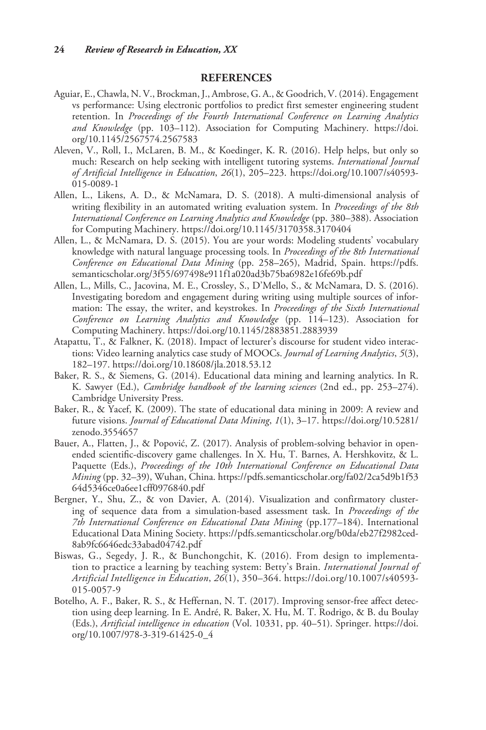## REFERENCES

Aguiar, E., Chawla, N. V., Brockman, J., Ambrose, G. A., & Goodrich, V. (2014). Engagement vs performance: Using electronic portfolios to predict first semester engineering student retention. In *Proceedings of the Fourth International Conference on Learning Analytics and Knowledge* (pp. 103–112). Association for Computing Machinery. https://doi.org/10.1145/2567574.2567583

Aleven, V., Roll, I., McLaren, B. M., & Koedinger, K. R. (2016). Help helps, but only so much: Research on help seeking with intelligent tutoring systems. *International Journal of Artificial Intelligence in Education*, *26*(1), 205–223. https://doi.org/10.1007/s40593-015-0089-1

Allen, L., Likens, A. D., & McNamara, D. S. (2018). A multi-dimensional analysis of writing flexibility in an automated writing evaluation system. In *Proceedings of the 8th International Conference on Learning Analytics and Knowledge* (pp. 380–388). Association for Computing Machinery. https://doi.org/10.1145/3170358.3170404

Allen, L., & McNamara, D. S. (2015). You are your words: Modeling students' vocabulary knowledge with natural language processing tools. In *Proceedings of the 8th International Conference on Educational Data Mining* (pp. 258–265), Madrid, Spain. https://pdfs.semanticscholar.org/3f55/697498e911f1a020ad3b75ba6982e16fe69b.pdf

Allen, L., Mills, C., Jacovina, M. E., Crossley, S., D'Mello, S., & McNamara, D. S. (2016). Investigating boredom and engagement during writing using multiple sources of information: The essay, the writer, and keystrokes. In *Proceedings of the Sixth International Conference on Learning Analytics and Knowledge* (pp. 114–123). Association for Computing Machinery. https://doi.org/10.1145/2883851.2883939

Atapattu, T., & Falkner, K. (2018). Impact of lecturer's discourse for student video interactions: Video learning analytics case study of MOOCs. *Journal of Learning Analytics*, *5*(3), 182–197. https://doi.org/10.18608/jla.2018.53.12

Baker, R. S., & Siemens, G. (2014). Educational data mining and learning analytics. In R. K. Sawyer (Ed.), *Cambridge handbook of the learning sciences* (2nd ed., pp. 253–274). Cambridge University Press.

Baker, R., & Yacef, K. (2009). The state of educational data mining in 2009: A review and future visions. *Journal of Educational Data Mining*, *1*(1), 3–17. https://doi.org/10.5281/zenodo.3554657

Bauer, A., Flatten, J., & Popović, Z. (2017). Analysis of problem-solving behavior in open-ended scientific-discovery game challenges. In X. Hu, T. Barnes, A. Hershkovitz, & L. Paquette (Eds.), *Proceedings of the 10th International Conference on Educational Data Mining* (pp. 32–39), Wuhan, China. https://pdfs.semanticscholar.org/fa02/2ca5d9b1f5364d5346ce0a6ee1cff0976840.pdf

Bergner, Y., Shu, Z., & von Davier, A. (2014). Visualization and confirmatory clustering of sequence data from a simulation-based assessment task. In *Proceedings of the 7th International Conference on Educational Data Mining* (pp.177–184). International Educational Data Mining Society. https://pdfs.semanticscholar.org/b0da/eb27f2982ced8ab9fc6646edc33abad04742.pdf

Biswas, G., Segedy, J. R., & Bunchongchit, K. (2016). From design to implementation to practice a learning by teaching system: Betty's Brain. *International Journal of Artificial Intelligence in Education*, *26*(1), 350–364. https://doi.org/10.1007/s40593-015-0057-9

Botelho, A. F., Baker, R. S., & Heffernan, N. T. (2017). Improving sensor-free affect detection using deep learning. In E. André, R. Baker, X. Hu, M. T. Rodrigo, & B. du Boulay (Eds.), *Artificial intelligence in education* (Vol. 10331, pp. 40–51). Springer. https://doi.org/10.1007/978-3-319-61425-0_4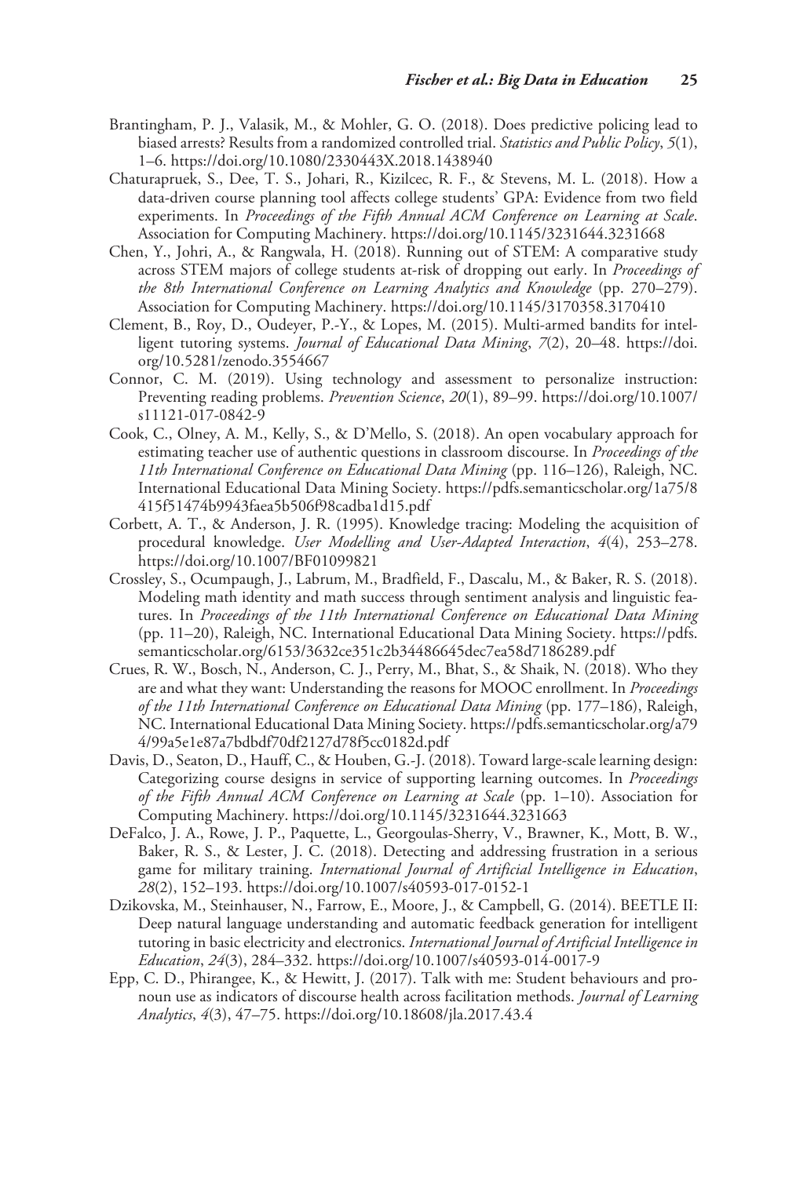Brantingham, P. J., Valasik, M., & Mohler, G. O. (2018). Does predictive policing lead to biased arrests? Results from a randomized controlled trial. *Statistics and Public Policy*, *5*(1), 1–6. https://doi.org/10.1080/2330443X.2018.1438940

Chaturapruek, S., Dee, T. S., Johari, R., Kizilcec, R. F., & Stevens, M. L. (2018). How a data-driven course planning tool affects college students' GPA: Evidence from two field experiments. In *Proceedings of the Fifth Annual ACM Conference on Learning at Scale*. Association for Computing Machinery. https://doi.org/10.1145/3231644.3231668

Chen, Y., Johri, A., & Rangwala, H. (2018). Running out of STEM: A comparative study across STEM majors of college students at-risk of dropping out early. In *Proceedings of the 8th International Conference on Learning Analytics and Knowledge* (pp. 270–279). Association for Computing Machinery. https://doi.org/10.1145/3170358.3170410

Clement, B., Roy, D., Oudeyer, P.-Y., & Lopes, M. (2015). Multi-armed bandits for intelligent tutoring systems. *Journal of Educational Data Mining*, *7*(2), 20–48. https://doi.org/10.5281/zenodo.3554667

Connor, C. M. (2019). Using technology and assessment to personalize instruction: Preventing reading problems. *Prevention Science*, *20*(1), 89–99. https://doi.org/10.1007/s11121-017-0842-9

Cook, C., Olney, A. M., Kelly, S., & D'Mello, S. (2018). An open vocabulary approach for estimating teacher use of authentic questions in classroom discourse. In *Proceedings of the 11th International Conference on Educational Data Mining* (pp. 116–126), Raleigh, NC. International Educational Data Mining Society. https://pdfs.semanticscholar.org/1a75/8415f51474b9943faea5b506f98cadba1d15.pdf

Corbett, A. T., & Anderson, J. R. (1995). Knowledge tracing: Modeling the acquisition of procedural knowledge. *User Modelling and User-Adapted Interaction*, *4*(4), 253–278. https://doi.org/10.1007/BF01099821

Crossley, S., Ocumpaugh, J., Labrum, M., Bradfield, F., Dascalu, M., & Baker, R. S. (2018). Modeling math identity and math success through sentiment analysis and linguistic features. In *Proceedings of the 11th International Conference on Educational Data Mining* (pp. 11–20), Raleigh, NC. International Educational Data Mining Society. https://pdfs.semanticscholar.org/6153/3632ce351c2b34486645dec7ea58d7186289.pdf

Crues, R. W., Bosch, N., Anderson, C. J., Perry, M., Bhat, S., & Shaik, N. (2018). Who they are and what they want: Understanding the reasons for MOOC enrollment. In *Proceedings of the 11th International Conference on Educational Data Mining* (pp. 177–186), Raleigh, NC. International Educational Data Mining Society. https://pdfs.semanticscholar.org/a794/99a5e1e87a7bdbdf70df2127d78f5cc0182d.pdf

Davis, D., Seaton, D., Hauff, C., & Houben, G.-J. (2018). Toward large-scale learning design: Categorizing course designs in service of supporting learning outcomes. In *Proceedings of the Fifth Annual ACM Conference on Learning at Scale* (pp. 1–10). Association for Computing Machinery. https://doi.org/10.1145/3231644.3231663

DeFalco, J. A., Rowe, J. P., Paquette, L., Georgoulas-Sherry, V., Brawner, K., Mott, B. W., Baker, R. S., & Lester, J. C. (2018). Detecting and addressing frustration in a serious game for military training. *International Journal of Artificial Intelligence in Education*, *28*(2), 152–193. https://doi.org/10.1007/s40593-017-0152-1

Dzikovska, M., Steinhauser, N., Farrow, E., Moore, J., & Campbell, G. (2014). BEETLE II: Deep natural language understanding and automatic feedback generation for intelligent tutoring in basic electricity and electronics. *International Journal of Artificial Intelligence in Education*, *24*(3), 284–332. https://doi.org/10.1007/s40593-014-0017-9

Epp, C. D., Phirangee, K., & Hewitt, J. (2017). Talk with me: Student behaviours and pronoun use as indicators of discourse health across facilitation methods. *Journal of Learning Analytics*, *4*(3), 47–75. https://doi.org/10.18608/jla.2017.43.4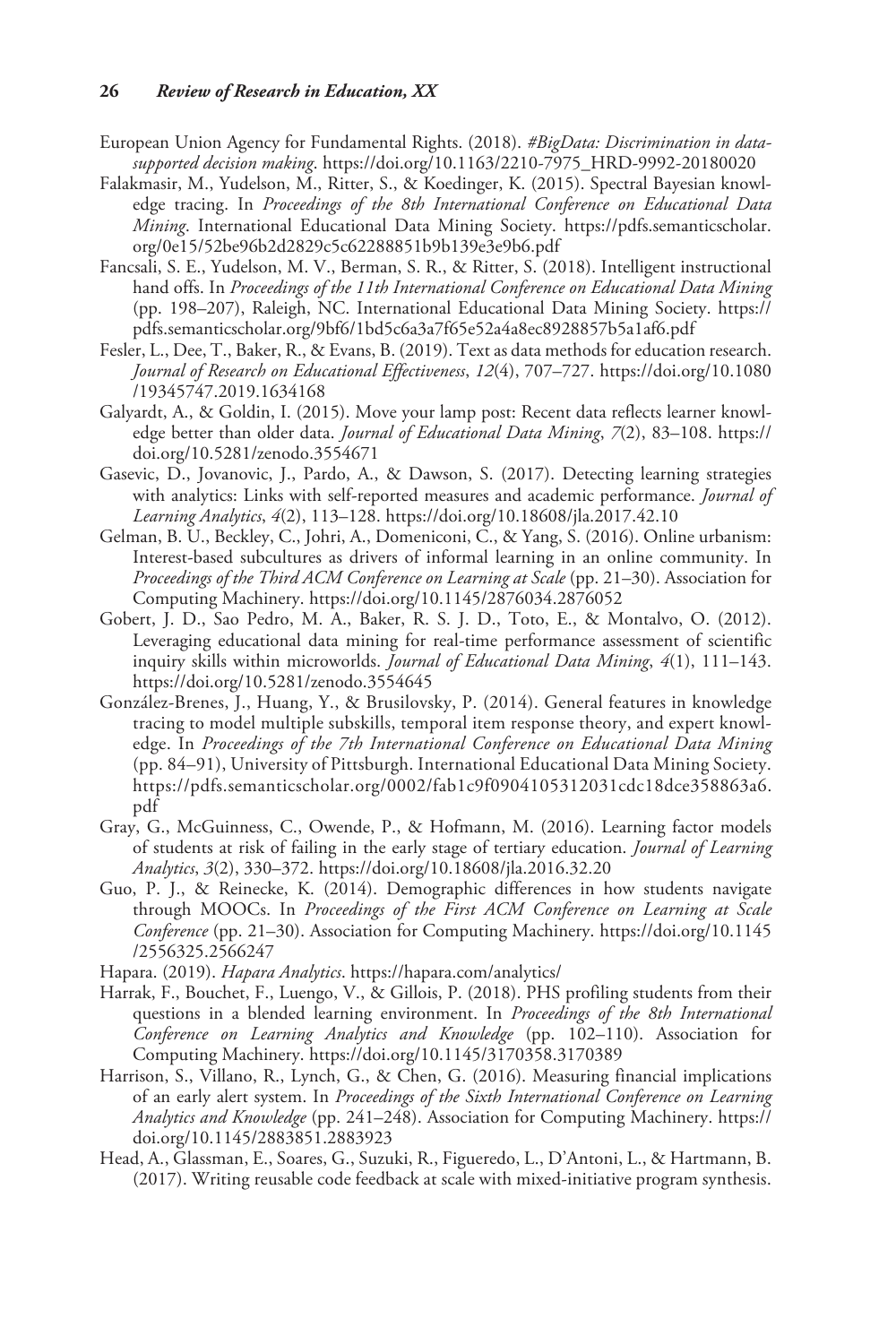European Union Agency for Fundamental Rights. (2018). *#BigData: Discrimination in data-supported decision making*. https://doi.org/10.1163/2210-7975_HRD-9992-20180020

Falakmasir, M., Yudelson, M., Ritter, S., & Koedinger, K. (2015). Spectral Bayesian knowledge tracing. In *Proceedings of the 8th International Conference on Educational Data Mining*. International Educational Data Mining Society. https://pdfs.semanticscholar.org/0e15/52be96b2d2829c5c62288851b9b139e3e9b6.pdf

Fancsali, S. E., Yudelson, M. V., Berman, S. R., & Ritter, S. (2018). Intelligent instructional hand offs. In *Proceedings of the 11th International Conference on Educational Data Mining* (pp. 198–207), Raleigh, NC. International Educational Data Mining Society. https://pdfs.semanticscholar.org/9bf6/1bd5c6a3a7f65e52a4a8ec8928857b5a1af6.pdf

Fesler, L., Dee, T., Baker, R., & Evans, B. (2019). Text as data methods for education research. *Journal of Research on Educational Effectiveness*, *12*(4), 707–727. https://doi.org/10.1080/19345747.2019.1634168

Galyardt, A., & Goldin, I. (2015). Move your lamp post: Recent data reflects learner knowledge better than older data. *Journal of Educational Data Mining*, *7*(2), 83–108. https://doi.org/10.5281/zenodo.3554671

Gasevic, D., Jovanovic, J., Pardo, A., & Dawson, S. (2017). Detecting learning strategies with analytics: Links with self-reported measures and academic performance. *Journal of Learning Analytics*, *4*(2), 113–128. https://doi.org/10.18608/jla.2017.42.10

Gelman, B. U., Beckley, C., Johri, A., Domeniconi, C., & Yang, S. (2016). Online urbanism: Interest-based subcultures as drivers of informal learning in an online community. In *Proceedings of the Third ACM Conference on Learning at Scale* (pp. 21–30). Association for Computing Machinery. https://doi.org/10.1145/2876034.2876052

Gobert, J. D., Sao Pedro, M. A., Baker, R. S. J. D., Toto, E., & Montalvo, O. (2012). Leveraging educational data mining for real-time performance assessment of scientific inquiry skills within microworlds. *Journal of Educational Data Mining*, *4*(1), 111–143. https://doi.org/10.5281/zenodo.3554645

González-Brenes, J., Huang, Y., & Brusilovsky, P. (2014). General features in knowledge tracing to model multiple subskills, temporal item response theory, and expert knowledge. In *Proceedings of the 7th International Conference on Educational Data Mining* (pp. 84–91), University of Pittsburgh. International Educational Data Mining Society. https://pdfs.semanticscholar.org/0002/fab1c9f0904105312031cdc18dce358863a6.pdf

Gray, G., McGuinness, C., Owende, P., & Hofmann, M. (2016). Learning factor models of students at risk of failing in the early stage of tertiary education. *Journal of Learning Analytics*, *3*(2), 330–372. https://doi.org/10.18608/jla.2016.32.20

Guo, P. J., & Reinecke, K. (2014). Demographic differences in how students navigate through MOOCs. In *Proceedings of the First ACM Conference on Learning at Scale Conference* (pp. 21–30). Association for Computing Machinery. https://doi.org/10.1145/2556325.2566247

Hapara. (2019). *Hapara Analytics*. https://hapara.com/analytics/

Harrak, F., Bouchet, F., Luengo, V., & Gillois, P. (2018). PHS profiling students from their questions in a blended learning environment. In *Proceedings of the 8th International Conference on Learning Analytics and Knowledge* (pp. 102–110). Association for Computing Machinery. https://doi.org/10.1145/3170358.3170389

Harrison, S., Villano, R., Lynch, G., & Chen, G. (2016). Measuring financial implications of an early alert system. In *Proceedings of the Sixth International Conference on Learning Analytics and Knowledge* (pp. 241–248). Association for Computing Machinery. https://doi.org/10.1145/2883851.2883923

Head, A., Glassman, E., Soares, G., Suzuki, R., Figueredo, L., D'Antoni, L., & Hartmann, B. (2017). Writing reusable code feedback at scale with mixed-initiative program synthesis.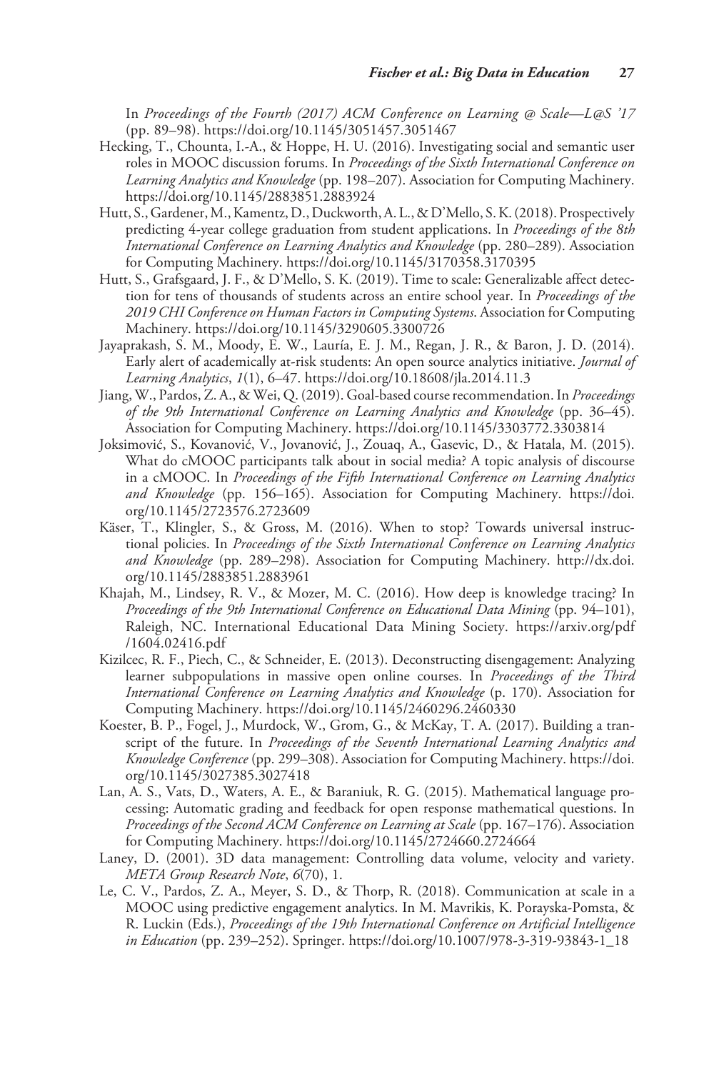In *Proceedings of the Fourth (2017) ACM Conference on Learning @ Scale—L@S '17* (pp. 89–98). https://doi.org/10.1145/3051457.3051467

Hecking, T., Chounta, I.-A., & Hoppe, H. U. (2016). Investigating social and semantic user roles in MOOC discussion forums. In *Proceedings of the Sixth International Conference on Learning Analytics and Knowledge* (pp. 198–207). Association for Computing Machinery. https://doi.org/10.1145/2883851.2883924

Hutt, S., Gardener, M., Kamentz, D., Duckworth, A. L., & D'Mello, S. K. (2018). Prospectively predicting 4-year college graduation from student applications. In *Proceedings of the 8th International Conference on Learning Analytics and Knowledge* (pp. 280–289). Association for Computing Machinery. https://doi.org/10.1145/3170358.3170395

Hutt, S., Grafsgaard, J. F., & D'Mello, S. K. (2019). Time to scale: Generalizable affect detection for tens of thousands of students across an entire school year. In *Proceedings of the 2019 CHI Conference on Human Factors in Computing Systems*. Association for Computing Machinery. https://doi.org/10.1145/3290605.3300726

Jayaprakash, S. M., Moody, E. W., Lauría, E. J. M., Regan, J. R., & Baron, J. D. (2014). Early alert of academically at-risk students: An open source analytics initiative. *Journal of Learning Analytics*, *1*(1), 6–47. https://doi.org/10.18608/jla.2014.11.3

Jiang, W., Pardos, Z. A., & Wei, Q. (2019). Goal-based course recommendation. In *Proceedings of the 9th International Conference on Learning Analytics and Knowledge* (pp. 36–45). Association for Computing Machinery. https://doi.org/10.1145/3303772.3303814

Joksimović, S., Kovanović, V., Jovanović, J., Zouaq, A., Gasevic, D., & Hatala, M. (2015). What do cMOOC participants talk about in social media? A topic analysis of discourse in a cMOOC. In *Proceedings of the Fifth International Conference on Learning Analytics and Knowledge* (pp. 156–165). Association for Computing Machinery. https://doi.org/10.1145/2723576.2723609

Käser, T., Klingler, S., & Gross, M. (2016). When to stop? Towards universal instructional policies. In *Proceedings of the Sixth International Conference on Learning Analytics and Knowledge* (pp. 289–298). Association for Computing Machinery. http://dx.doi.org/10.1145/2883851.2883961

Khajah, M., Lindsey, R. V., & Mozer, M. C. (2016). How deep is knowledge tracing? In *Proceedings of the 9th International Conference on Educational Data Mining* (pp. 94–101), Raleigh, NC. International Educational Data Mining Society. https://arxiv.org/pdf/1604.02416.pdf

Kizilcec, R. F., Piech, C., & Schneider, E. (2013). Deconstructing disengagement: Analyzing learner subpopulations in massive open online courses. In *Proceedings of the Third International Conference on Learning Analytics and Knowledge* (p. 170). Association for Computing Machinery. https://doi.org/10.1145/2460296.2460330

Koester, B. P., Fogel, J., Murdock, W., Grom, G., & McKay, T. A. (2017). Building a transcript of the future. In *Proceedings of the Seventh International Learning Analytics and Knowledge Conference* (pp. 299–308). Association for Computing Machinery. https://doi.org/10.1145/3027385.3027418

Lan, A. S., Vats, D., Waters, A. E., & Baraniuk, R. G. (2015). Mathematical language processing: Automatic grading and feedback for open response mathematical questions. In *Proceedings of the Second ACM Conference on Learning at Scale* (pp. 167–176). Association for Computing Machinery. https://doi.org/10.1145/2724660.2724664

Laney, D. (2001). 3D data management: Controlling data volume, velocity and variety. *META Group Research Note*, *6*(70), 1.

Le, C. V., Pardos, Z. A., Meyer, S. D., & Thorp, R. (2018). Communication at scale in a MOOC using predictive engagement analytics. In M. Mavrikis, K. Porayska-Pomsta, & R. Luckin (Eds.), *Proceedings of the 19th International Conference on Artificial Intelligence in Education* (pp. 239–252). Springer. https://doi.org/10.1007/978-3-319-93843-1_18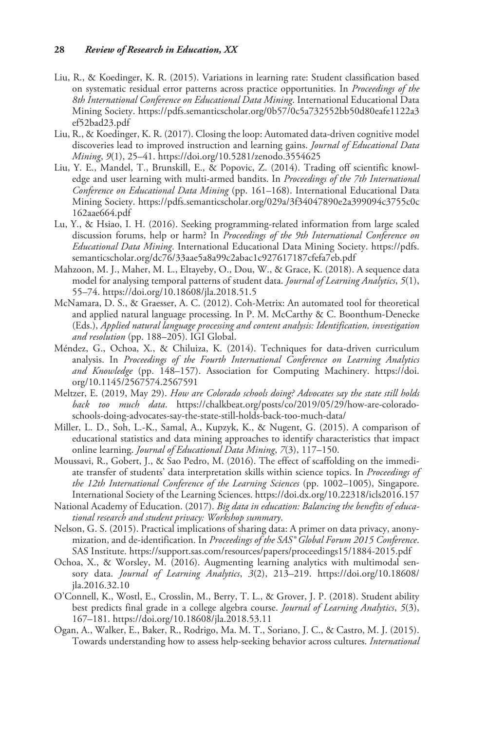Liu, R., & Koedinger, K. R. (2015). Variations in learning rate: Student classification based on systematic residual error patterns across practice opportunities. In *Proceedings of the 8th International Conference on Educational Data Mining*. International Educational Data Mining Society. https://pdfs.semanticscholar.org/0b57/0c5a732552bb50d80eafe1122a3ef52bad23.pdf

Liu, R., & Koedinger, K. R. (2017). Closing the loop: Automated data-driven cognitive model discoveries lead to improved instruction and learning gains. *Journal of Educational Data Mining*, *9*(1), 25–41. https://doi.org/10.5281/zenodo.3554625

Liu, Y. E., Mandel, T., Brunskill, E., & Popovic, Z. (2014). Trading off scientific knowledge and user learning with multi-armed bandits. In *Proceedings of the 7th International Conference on Educational Data Mining* (pp. 161–168). International Educational Data Mining Society. https://pdfs.semanticscholar.org/029a/3f34047890e2a399094c3755c0c162aae664.pdf

Lu, Y., & Hsiao, I. H. (2016). Seeking programming-related information from large scaled discussion forums, help or harm? In *Proceedings of the 9th International Conference on Educational Data Mining*. International Educational Data Mining Society. https://pdfs.semanticscholar.org/dc76/33aae5a8a99c2abac1c927617187cfefa7eb.pdf

Mahzoon, M. J., Maher, M. L., Eltayeby, O., Dou, W., & Grace, K. (2018). A sequence data model for analysing temporal patterns of student data. *Journal of Learning Analytics*, *5*(1), 55–74. https://doi.org/10.18608/jla.2018.51.5

McNamara, D. S., & Graesser, A. C. (2012). Coh-Metrix: An automated tool for theoretical and applied natural language processing. In P. M. McCarthy & C. Boonthum-Denecke (Eds.), *Applied natural language processing and content analysis: Identification, investigation and resolution* (pp. 188–205). IGI Global.

Méndez, G., Ochoa, X., & Chiluiza, K. (2014). Techniques for data-driven curriculum analysis. In *Proceedings of the Fourth International Conference on Learning Analytics and Knowledge* (pp. 148–157). Association for Computing Machinery. https://doi.org/10.1145/2567574.2567591

Meltzer, E. (2019, May 29). *How are Colorado schools doing? Advocates say the state still holds back too much data*. https://chalkbeat.org/posts/co/2019/05/29/how-are-colorado-schools-doing-advocates-say-the-state-still-holds-back-too-much-data/

Miller, L. D., Soh, L.-K., Samal, A., Kupzyk, K., & Nugent, G. (2015). A comparison of educational statistics and data mining approaches to identify characteristics that impact online learning. *Journal of Educational Data Mining*, *7*(3), 117–150.

Moussavi, R., Gobert, J., & Sao Pedro, M. (2016). The effect of scaffolding on the immediate transfer of students' data interpretation skills within science topics. In *Proceedings of the 12th International Conference of the Learning Sciences* (pp. 1002–1005), Singapore. International Society of the Learning Sciences. https://doi.dx.org/10.22318/icls2016.157

National Academy of Education. (2017). *Big data in education: Balancing the benefits of educational research and student privacy: Workshop summary*.

Nelson, G. S. (2015). Practical implications of sharing data: A primer on data privacy, anonymization, and de-identification. In *Proceedings of the SAS® Global Forum 2015 Conference*. SAS Institute. https://support.sas.com/resources/papers/proceedings15/1884-2015.pdf

Ochoa, X., & Worsley, M. (2016). Augmenting learning analytics with multimodal sensory data. *Journal of Learning Analytics*, *3*(2), 213–219. https://doi.org/10.18608/jla.2016.32.10

O'Connell, K., Wostl, E., Crosslin, M., Berry, T. L., & Grover, J. P. (2018). Student ability best predicts final grade in a college algebra course. *Journal of Learning Analytics*, *5*(3), 167–181. https://doi.org/10.18608/jla.2018.53.11

Ogan, A., Walker, E., Baker, R., Rodrigo, Ma. M. T., Soriano, J. C., & Castro, M. J. (2015). Towards understanding how to assess help-seeking behavior across cultures. *International*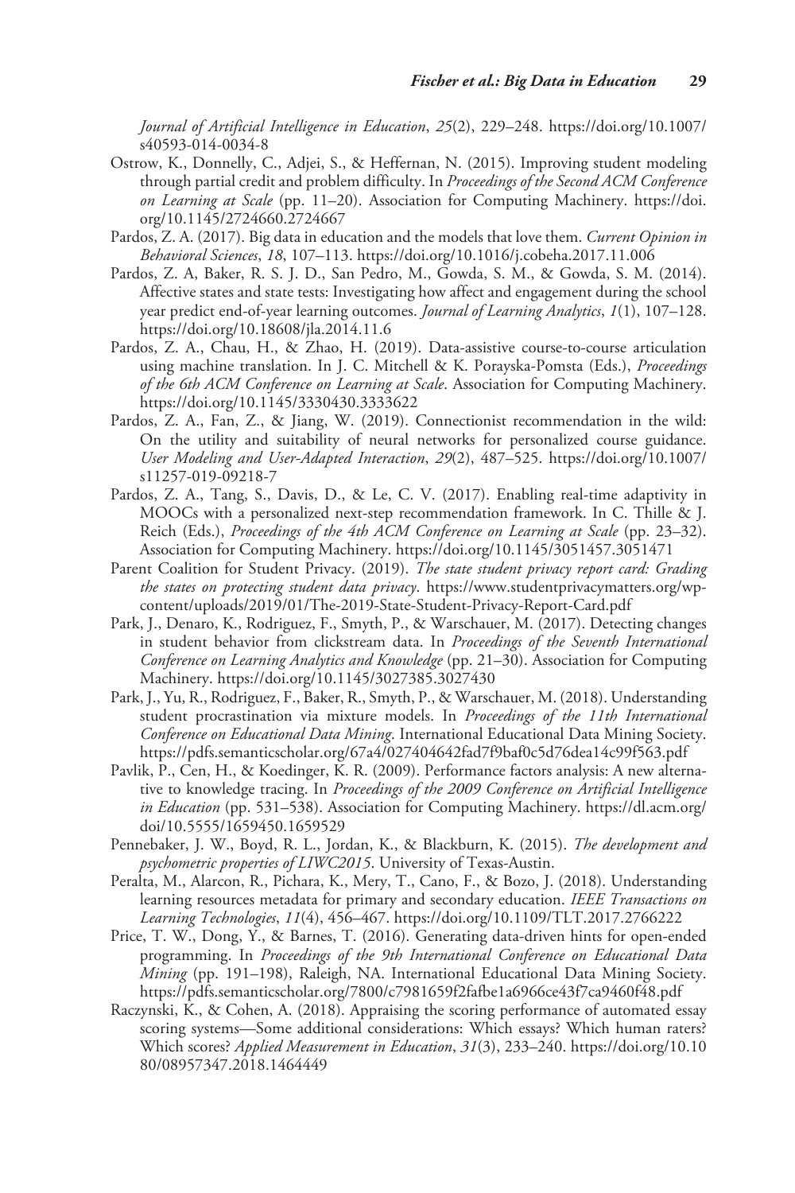*Journal of Artificial Intelligence in Education*, *25*(2), 229–248. https://doi.org/10.1007/s40593-014-0034-8

Ostrow, K., Donnelly, C., Adjei, S., & Heffernan, N. (2015). Improving student modeling through partial credit and problem difficulty. In *Proceedings of the Second ACM Conference on Learning at Scale* (pp. 11–20). Association for Computing Machinery. https://doi.org/10.1145/2724660.2724667

Pardos, Z. A. (2017). Big data in education and the models that love them. *Current Opinion in Behavioral Sciences*, *18*, 107–113. https://doi.org/10.1016/j.cobeha.2017.11.006

Pardos, Z. A, Baker, R. S. J. D., San Pedro, M., Gowda, S. M., & Gowda, S. M. (2014). Affective states and state tests: Investigating how affect and engagement during the school year predict end-of-year learning outcomes. *Journal of Learning Analytics*, *1*(1), 107–128. https://doi.org/10.18608/jla.2014.11.6

Pardos, Z. A., Chau, H., & Zhao, H. (2019). Data-assistive course-to-course articulation using machine translation. In J. C. Mitchell & K. Porayska-Pomsta (Eds.), *Proceedings of the 6th ACM Conference on Learning at Scale*. Association for Computing Machinery. https://doi.org/10.1145/3330430.3333622

Pardos, Z. A., Fan, Z., & Jiang, W. (2019). Connectionist recommendation in the wild: On the utility and suitability of neural networks for personalized course guidance. *User Modeling and User-Adapted Interaction*, *29*(2), 487–525. https://doi.org/10.1007/s11257-019-09218-7

Pardos, Z. A., Tang, S., Davis, D., & Le, C. V. (2017). Enabling real-time adaptivity in MOOCs with a personalized next-step recommendation framework. In C. Thille & J. Reich (Eds.), *Proceedings of the 4th ACM Conference on Learning at Scale* (pp. 23–32). Association for Computing Machinery. https://doi.org/10.1145/3051457.3051471

Parent Coalition for Student Privacy. (2019). *The state student privacy report card: Grading the states on protecting student data privacy*. https://www.studentprivacymatters.org/wp-content/uploads/2019/01/The-2019-State-Student-Privacy-Report-Card.pdf

Park, J., Denaro, K., Rodriguez, F., Smyth, P., & Warschauer, M. (2017). Detecting changes in student behavior from clickstream data. In *Proceedings of the Seventh International Conference on Learning Analytics and Knowledge* (pp. 21–30). Association for Computing Machinery. https://doi.org/10.1145/3027385.3027430

Park, J., Yu, R., Rodriguez, F., Baker, R., Smyth, P., & Warschauer, M. (2018). Understanding student procrastination via mixture models. In *Proceedings of the 11th International Conference on Educational Data Mining*. International Educational Data Mining Society. https://pdfs.semanticscholar.org/67a4/027404642fad7f9baf0c5d76dea14c99f563.pdf

Pavlik, P., Cen, H., & Koedinger, K. R. (2009). Performance factors analysis: A new alternative to knowledge tracing. In *Proceedings of the 2009 Conference on Artificial Intelligence in Education* (pp. 531–538). Association for Computing Machinery. https://dl.acm.org/doi/10.5555/1659450.1659529

Pennebaker, J. W., Boyd, R. L., Jordan, K., & Blackburn, K. (2015). *The development and psychometric properties of LIWC2015*. University of Texas-Austin.

Peralta, M., Alarcon, R., Pichara, K., Mery, T., Cano, F., & Bozo, J. (2018). Understanding learning resources metadata for primary and secondary education. *IEEE Transactions on Learning Technologies*, *11*(4), 456–467. https://doi.org/10.1109/TLT.2017.2766222

Price, T. W., Dong, Y., & Barnes, T. (2016). Generating data-driven hints for open-ended programming. In *Proceedings of the 9th International Conference on Educational Data Mining* (pp. 191–198), Raleigh, NA. International Educational Data Mining Society. https://pdfs.semanticscholar.org/7800/c7981659f2fafbe1a6966ce43f7ca9460f48.pdf

Raczynski, K., & Cohen, A. (2018). Appraising the scoring performance of automated essay scoring systems—Some additional considerations: Which essays? Which human raters? Which scores? *Applied Measurement in Education*, *31*(3), 233–240. https://doi.org/10.1080/08957347.2018.1464449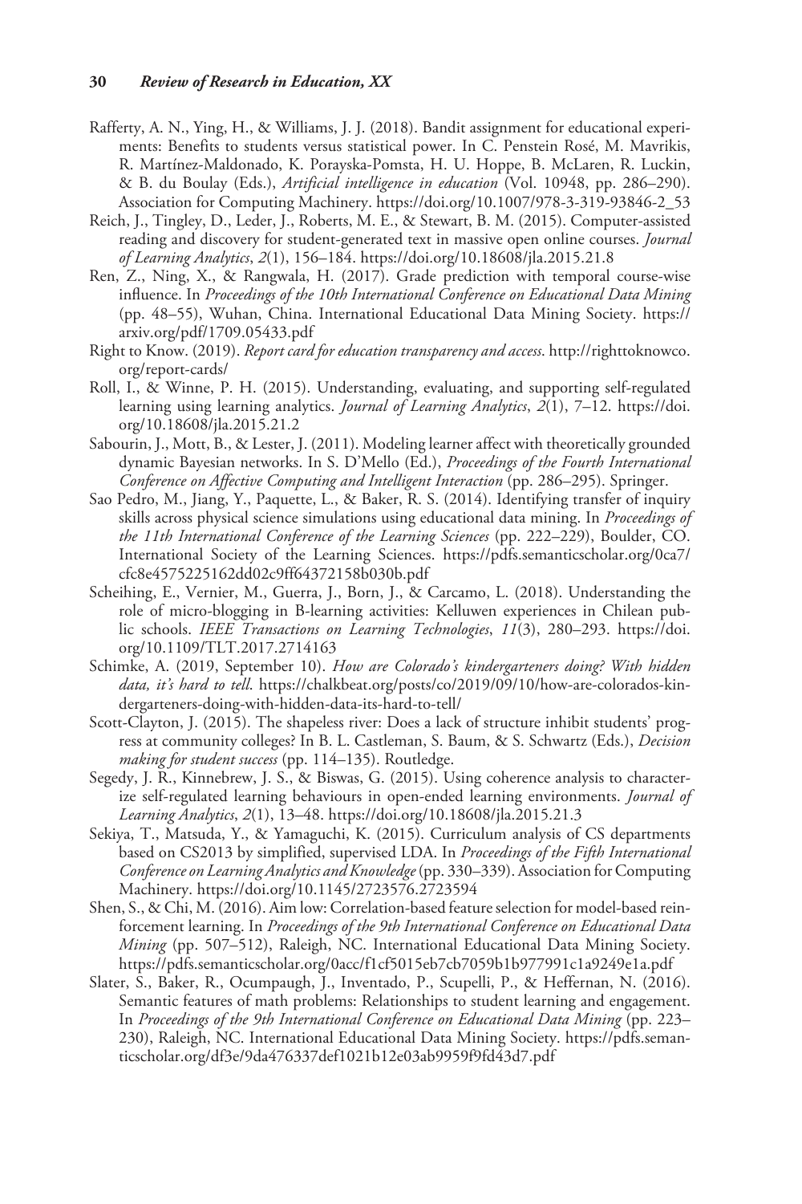Rafferty, A. N., Ying, H., & Williams, J. J. (2018). Bandit assignment for educational experiments: Benefits to students versus statistical power. In C. Penstein Rosé, M. Mavrikis, R. Martínez-Maldonado, K. Porayska-Pomsta, H. U. Hoppe, B. McLaren, R. Luckin, & B. du Boulay (Eds.), *Artificial intelligence in education* (Vol. 10948, pp. 286–290). Association for Computing Machinery. https://doi.org/10.1007/978-3-319-93846-2_53

Reich, J., Tingley, D., Leder, J., Roberts, M. E., & Stewart, B. M. (2015). Computer-assisted reading and discovery for student-generated text in massive open online courses. *Journal of Learning Analytics*, *2*(1), 156–184. https://doi.org/10.18608/jla.2015.21.8

Ren, Z., Ning, X., & Rangwala, H. (2017). Grade prediction with temporal course-wise influence. In *Proceedings of the 10th International Conference on Educational Data Mining* (pp. 48–55), Wuhan, China. International Educational Data Mining Society. https://arxiv.org/pdf/1709.05433.pdf

Right to Know. (2019). *Report card for education transparency and access*. http://righttoknowco.org/report-cards/

Roll, I., & Winne, P. H. (2015). Understanding, evaluating, and supporting self-regulated learning using learning analytics. *Journal of Learning Analytics*, *2*(1), 7–12. https://doi.org/10.18608/jla.2015.21.2

Sabourin, J., Mott, B., & Lester, J. (2011). Modeling learner affect with theoretically grounded dynamic Bayesian networks. In S. D'Mello (Ed.), *Proceedings of the Fourth International Conference on Affective Computing and Intelligent Interaction* (pp. 286–295). Springer.

Sao Pedro, M., Jiang, Y., Paquette, L., & Baker, R. S. (2014). Identifying transfer of inquiry skills across physical science simulations using educational data mining. In *Proceedings of the 11th International Conference of the Learning Sciences* (pp. 222–229), Boulder, CO. International Society of the Learning Sciences. https://pdfs.semanticscholar.org/0ca7/cfc8e4575225162dd02c9ff64372158b030b.pdf

Scheihing, E., Vernier, M., Guerra, J., Born, J., & Carcamo, L. (2018). Understanding the role of micro-blogging in B-learning activities: Kelluwen experiences in Chilean public schools. *IEEE Transactions on Learning Technologies*, *11*(3), 280–293. https://doi.org/10.1109/TLT.2017.2714163

Schimke, A. (2019, September 10). *How are Colorado's kindergarteners doing? With hidden data, it's hard to tell*. https://chalkbeat.org/posts/co/2019/09/10/how-are-colorados-kindergarteners-doing-with-hidden-data-its-hard-to-tell/

Scott-Clayton, J. (2015). The shapeless river: Does a lack of structure inhibit students' progress at community colleges? In B. L. Castleman, S. Baum, & S. Schwartz (Eds.), *Decision making for student success* (pp. 114–135). Routledge.

Segedy, J. R., Kinnebrew, J. S., & Biswas, G. (2015). Using coherence analysis to characterize self-regulated learning behaviours in open-ended learning environments. *Journal of Learning Analytics*, *2*(1), 13–48. https://doi.org/10.18608/jla.2015.21.3

Sekiya, T., Matsuda, Y., & Yamaguchi, K. (2015). Curriculum analysis of CS departments based on CS2013 by simplified, supervised LDA. In *Proceedings of the Fifth International Conference on Learning Analytics and Knowledge* (pp. 330–339). Association for Computing Machinery. https://doi.org/10.1145/2723576.2723594

Shen, S., & Chi, M. (2016). Aim low: Correlation-based feature selection for model-based reinforcement learning. In *Proceedings of the 9th International Conference on Educational Data Mining* (pp. 507–512), Raleigh, NC. International Educational Data Mining Society. https://pdfs.semanticscholar.org/0acc/f1cf5015eb7cb7059b1b977991c1a9249e1a.pdf

Slater, S., Baker, R., Ocumpaugh, J., Inventado, P., Scupelli, P., & Heffernan, N. (2016). Semantic features of math problems: Relationships to student learning and engagement. In *Proceedings of the 9th International Conference on Educational Data Mining* (pp. 223–230), Raleigh, NC. International Educational Data Mining Society. https://pdfs.semanticscholar.org/df3e/9da476337def1021b12e03ab9959f9fd43d7.pdf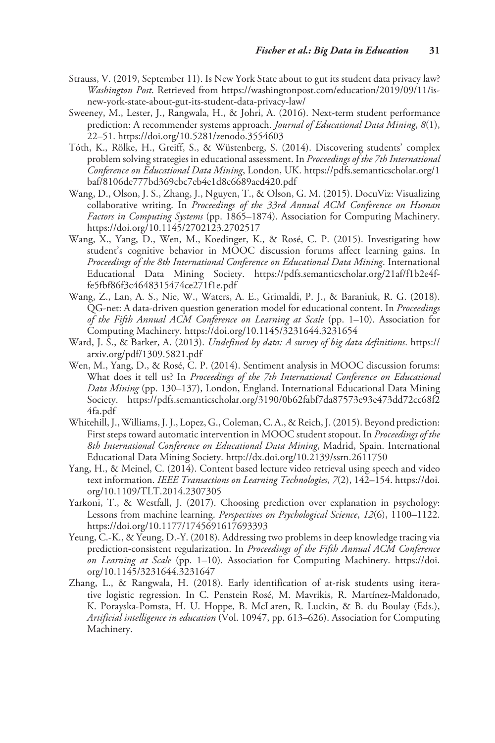Strauss, V. (2019, September 11). Is New York State about to gut its student data privacy law? *Washington Post*. Retrieved from https://washingtonpost.com/education/2019/09/11/is-new-york-state-about-gut-its-student-data-privacy-law/

Sweeney, M., Lester, J., Rangwala, H., & Johri, A. (2016). Next-term student performance prediction: A recommender systems approach. *Journal of Educational Data Mining*, *8*(1), 22–51. https://doi.org/10.5281/zenodo.3554603

Tóth, K., Rölke, H., Greiff, S., & Wüstenberg, S. (2014). Discovering students' complex problem solving strategies in educational assessment. In *Proceedings of the 7th International Conference on Educational Data Mining*, London, UK. https://pdfs.semanticscholar.org/1baf/8106de777bd369cbc7eb4e1d8c6689aed420.pdf

Wang, D., Olson, J. S., Zhang, J., Nguyen, T., & Olson, G. M. (2015). DocuViz: Visualizing collaborative writing. In *Proceedings of the 33rd Annual ACM Conference on Human Factors in Computing Systems* (pp. 1865–1874). Association for Computing Machinery. https://doi.org/10.1145/2702123.2702517

Wang, X., Yang, D., Wen, M., Koedinger, K., & Rosé, C. P. (2015). Investigating how student's cognitive behavior in MOOC discussion forums affect learning gains. In *Proceedings of the 8th International Conference on Educational Data Mining*. International Educational Data Mining Society. https://pdfs.semanticscholar.org/21af/f1b2e4f-fe5fbf86f3c4648315474ce271f1e.pdf

Wang, Z., Lan, A. S., Nie, W., Waters, A. E., Grimaldi, P. J., & Baraniuk, R. G. (2018). QG-net: A data-driven question generation model for educational content. In *Proceedings of the Fifth Annual ACM Conference on Learning at Scale* (pp. 1–10). Association for Computing Machinery. https://doi.org/10.1145/3231644.3231654

Ward, J. S., & Barker, A. (2013). *Undefined by data: A survey of big data definitions*. https://arxiv.org/pdf/1309.5821.pdf

Wen, M., Yang, D., & Rosé, C. P. (2014). Sentiment analysis in MOOC discussion forums: What does it tell us? In *Proceedings of the 7th International Conference on Educational Data Mining* (pp. 130–137), London, England. International Educational Data Mining Society. https://pdfs.semanticscholar.org/3190/0b62fabf7da87573e93e473dd72cc68f24fa.pdf

Whitehill, J., Williams, J. J., Lopez, G., Coleman, C. A., & Reich, J. (2015). Beyond prediction: First steps toward automatic intervention in MOOC student stopout. In *Proceedings of the 8th International Conference on Educational Data Mining*, Madrid, Spain. International Educational Data Mining Society. http://dx.doi.org/10.2139/ssrn.2611750

Yang, H., & Meinel, C. (2014). Content based lecture video retrieval using speech and video text information. *IEEE Transactions on Learning Technologies*, *7*(2), 142–154. https://doi.org/10.1109/TLT.2014.2307305

Yarkoni, T., & Westfall, J. (2017). Choosing prediction over explanation in psychology: Lessons from machine learning. *Perspectives on Psychological Science*, *12*(6), 1100–1122. https://doi.org/10.1177/1745691617693393

Yeung, C.-K., & Yeung, D.-Y. (2018). Addressing two problems in deep knowledge tracing via prediction-consistent regularization. In *Proceedings of the Fifth Annual ACM Conference on Learning at Scale* (pp. 1–10). Association for Computing Machinery. https://doi.org/10.1145/3231644.3231647

Zhang, L., & Rangwala, H. (2018). Early identification of at-risk students using iterative logistic regression. In C. Penstein Rosé, M. Mavrikis, R. Martínez-Maldonado, K. Porayska-Pomsta, H. U. Hoppe, B. McLaren, R. Luckin, & B. du Boulay (Eds.), *Artificial intelligence in education* (Vol. 10947, pp. 613–626). Association for Computing Machinery.